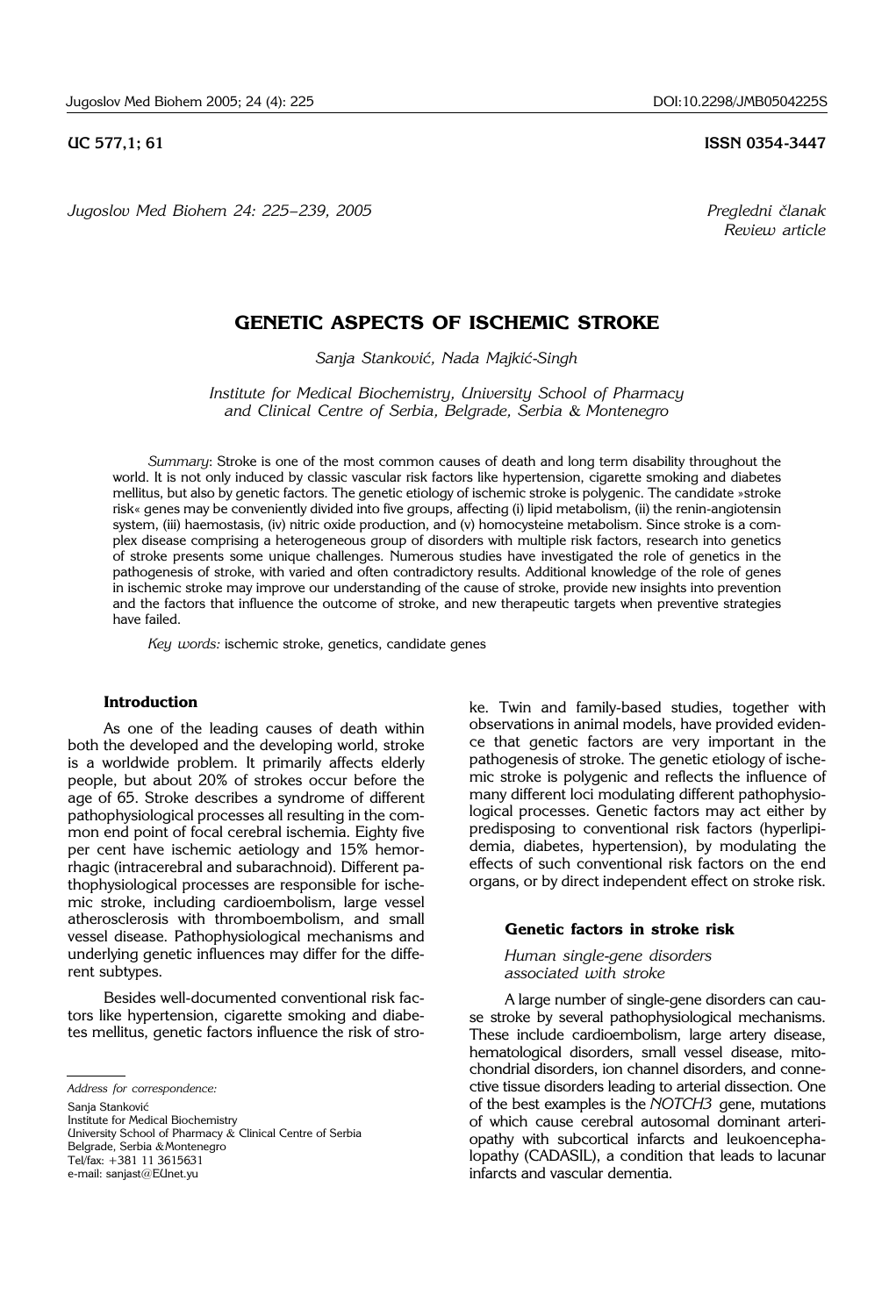UC 577,1; 61

ISSN 0354-3447

*Jugoslov Med Biohem 24: 225–239, 2005*

*Pregledni članak*
*Review article*

# GENETIC ASPECTS OF ISCHEMIC STROKE

*Sanja Stanković, Nada Majkić-Singh*

*Institute for Medical Biochemistry, University School of Pharmacy and Clinical Centre of Serbia, Belgrade, Serbia & Montenegro*

*Summary*: Stroke is one of the most common causes of death and long term disability throughout the world. It is not only induced by classic vascular risk factors like hypertension, cigarette smoking and diabetes mellitus, but also by genetic factors. The genetic etiology of ischemic stroke is polygenic. The candidate »stroke risk« genes may be conveniently divided into five groups, affecting (i) lipid metabolism, (ii) the renin-angiotensin system, (iii) haemostasis, (iv) nitric oxide production, and (v) homocysteine metabolism. Since stroke is a complex disease comprising a heterogeneous group of disorders with multiple risk factors, research into genetics of stroke presents some unique challenges. Numerous studies have investigated the role of genetics in the pathogenesis of stroke, with varied and often contradictory results. Additional knowledge of the role of genes in ischemic stroke may improve our understanding of the cause of stroke, provide new insights into prevention and the factors that influence the outcome of stroke, and new therapeutic targets when preventive strategies have failed.

*Key words:* ischemic stroke, genetics, candidate genes

## Introduction

As one of the leading causes of death within both the developed and the developing world, stroke is a worldwide problem. It primarily affects elderly people, but about 20% of strokes occur before the age of 65. Stroke describes a syndrome of different pathophysiological processes all resulting in the common end point of focal cerebral ischemia. Eighty five per cent have ischemic aetiology and 15% hemorrhagic (intracerebral and subarachnoid). Different pathophysiological processes are responsible for ischemic stroke, including cardioembolism, large vessel atherosclerosis with thromboembolism, and small vessel disease. Pathophysiological mechanisms and underlying genetic influences may differ for the different subtypes.

Besides well-documented conventional risk factors like hypertension, cigarette smoking and diabetes mellitus, genetic factors influence the risk of stroke. Twin and family-based studies, together with observations in animal models, have provided evidence that genetic factors are very important in the pathogenesis of stroke. The genetic etiology of ischemic stroke is polygenic and reflects the influence of many different loci modulating different pathophysiological processes. Genetic factors may act either by predisposing to conventional risk factors (hyperlipidemia, diabetes, hypertension), by modulating the effects of such conventional risk factors on the end organs, or by direct independent effect on stroke risk.

## Genetic factors in stroke risk

### *Human single-gene disorders associated with stroke*

A large number of single-gene disorders can cause stroke by several pathophysiological mechanisms. These include cardioembolism, large artery disease, hematological disorders, small vessel disease, mitochondrial disorders, ion channel disorders, and connective tissue disorders leading to arterial dissection. One of the best examples is the *NOTCH3* gene, mutations of which cause cerebral autosomal dominant arteriopathy with subcortical infarcts and leukoencephalopathy (CADASIL), a condition that leads to lacunar infarcts and vascular dementia.

*Address for correspondence:*

Sanja Stanković
Institute for Medical Biochemistry
University School of Pharmacy & Clinical Centre of Serbia
Belgrade, Serbia &Montenegro
Tel/fax: +381 11 3615631
e-mail: sanjast@EUnet.yu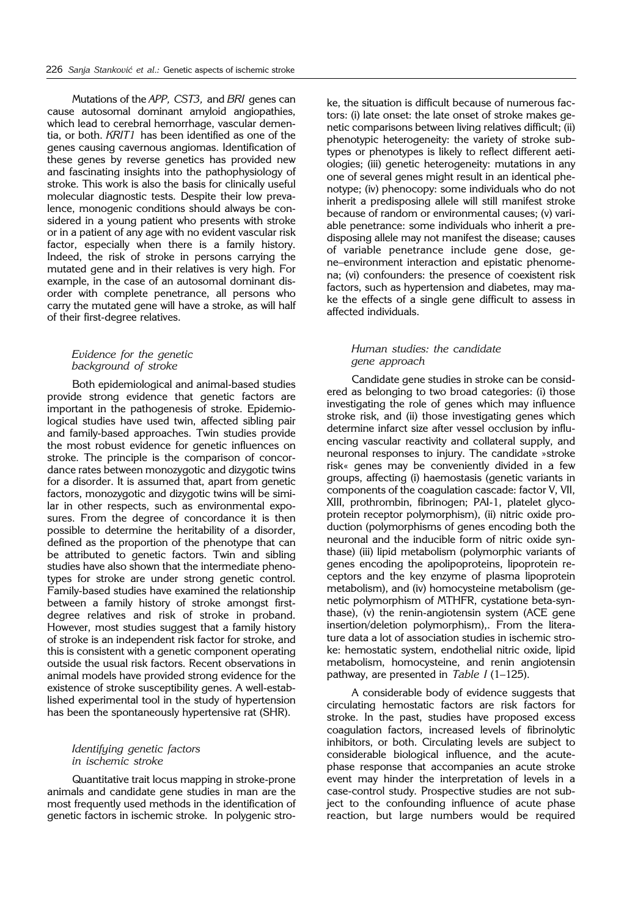Mutations of the *APP, CST3,* and *BRI* genes can cause autosomal dominant amyloid angiopathies, which lead to cerebral hemorrhage, vascular dementia, or both. *KRIT1* has been identified as one of the genes causing cavernous angiomas. Identification of these genes by reverse genetics has provided new and fascinating insights into the pathophysiology of stroke. This work is also the basis for clinically useful molecular diagnostic tests. Despite their low prevalence, monogenic conditions should always be considered in a young patient who presents with stroke or in a patient of any age with no evident vascular risk factor, especially when there is a family history. Indeed, the risk of stroke in persons carrying the mutated gene and in their relatives is very high. For example, in the case of an autosomal dominant disorder with complete penetrance, all persons who carry the mutated gene will have a stroke, as will half of their first-degree relatives.

### *Evidence for the genetic background of stroke*

Both epidemiological and animal-based studies provide strong evidence that genetic factors are important in the pathogenesis of stroke. Epidemiological studies have used twin, affected sibling pair and family-based approaches. Twin studies provide the most robust evidence for genetic influences on stroke. The principle is the comparison of concordance rates between monozygotic and dizygotic twins for a disorder. It is assumed that, apart from genetic factors, monozygotic and dizygotic twins will be similar in other respects, such as environmental exposures. From the degree of concordance it is then possible to determine the heritability of a disorder, defined as the proportion of the phenotype that can be attributed to genetic factors. Twin and sibling studies have also shown that the intermediate phenotypes for stroke are under strong genetic control. Family-based studies have examined the relationship between a family history of stroke amongst first-degree relatives and risk of stroke in proband. However, most studies suggest that a family history of stroke is an independent risk factor for stroke, and this is consistent with a genetic component operating outside the usual risk factors. Recent observations in animal models have provided strong evidence for the existence of stroke susceptibility genes. A well-established experimental tool in the study of hypertension has been the spontaneously hypertensive rat (SHR).

### *Identifying genetic factors in ischemic stroke*

Quantitative trait locus mapping in stroke-prone animals and candidate gene studies in man are the most frequently used methods in the identification of genetic factors in ischemic stroke. In polygenic stroke, the situation is difficult because of numerous factors: (i) late onset: the late onset of stroke makes genetic comparisons between living relatives difficult; (ii) phenotypic heterogeneity: the variety of stroke subtypes or phenotypes is likely to reflect different aetiologies; (iii) genetic heterogeneity: mutations in any one of several genes might result in an identical phenotype; (iv) phenocopy: some individuals who do not inherit a predisposing allele will still manifest stroke because of random or environmental causes; (v) variable penetrance: some individuals who inherit a predisposing allele may not manifest the disease; causes of variable penetrance include gene dose, gene–environment interaction and epistatic phenomena; (vi) confounders: the presence of coexistent risk factors, such as hypertension and diabetes, may make the effects of a single gene difficult to assess in affected individuals.

### *Human studies: the candidate gene approach*

Candidate gene studies in stroke can be considered as belonging to two broad categories: (i) those investigating the role of genes which may influence stroke risk, and (ii) those investigating genes which determine infarct size after vessel occlusion by influencing vascular reactivity and collateral supply, and neuronal responses to injury. The candidate »stroke risk« genes may be conveniently divided in a few groups, affecting (i) haemostasis (genetic variants in components of the coagulation cascade: factor V, VII, XIII, prothrombin, fibrinogen; PAI-1, platelet glycoprotein receptor polymorphism), (ii) nitric oxide production (polymorphisms of genes encoding both the neuronal and the inducible form of nitric oxide synthase) (iii) lipid metabolism (polymorphic variants of genes encoding the apolipoproteins, lipoprotein receptors and the key enzyme of plasma lipoprotein metabolism), and (iv) homocysteine metabolism (genetic polymorphism of MTHFR, cystatione beta-synthase), (v) the renin-angiotensin system (ACE gene insertion/deletion polymorphism),. From the literature data a lot of association studies in ischemic stroke: hemostatic system, endothelial nitric oxide, lipid metabolism, homocysteine, and renin angiotensin pathway, are presented in *Table I* (1–125).

A considerable body of evidence suggests that circulating hemostatic factors are risk factors for stroke. In the past, studies have proposed excess coagulation factors, increased levels of fibrinolytic inhibitors, or both. Circulating levels are subject to considerable biological influence, and the acute-phase response that accompanies an acute stroke event may hinder the interpretation of levels in a case-control study. Prospective studies are not subject to the confounding influence of acute phase reaction, but large numbers would be required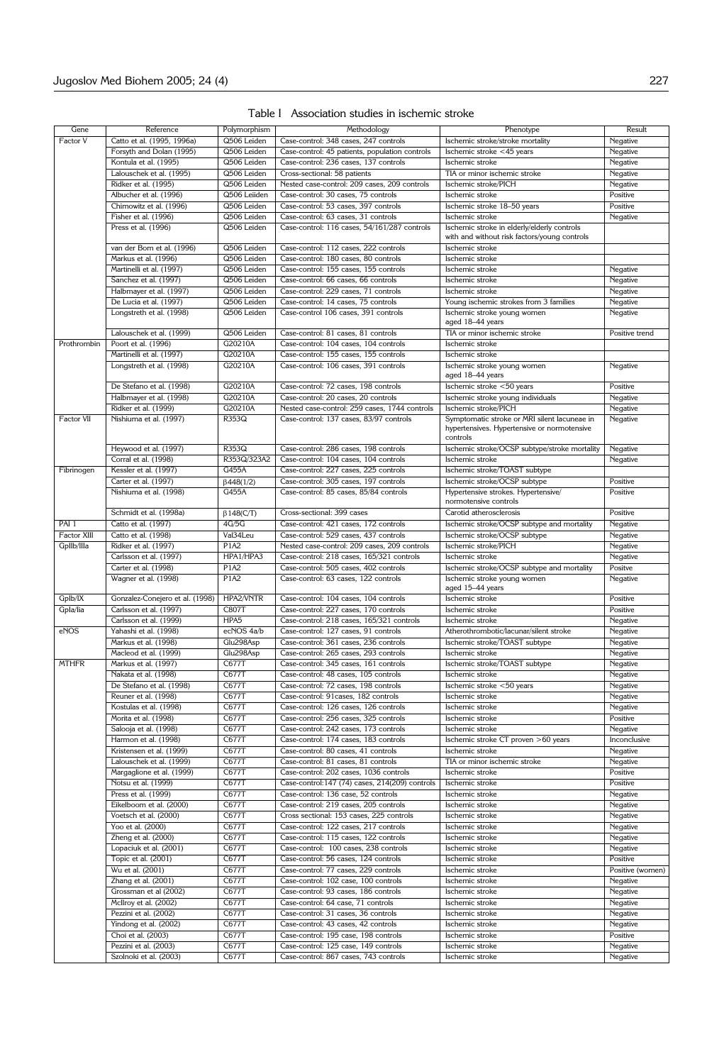Table I Association studies in ischemic stroke

| Gene | Reference | Polymorphism | Methodology | Phenotype | Result |
|---|---|---|---|---|---|
| Factor V | Catto et al. (1995, 1996a) | Q506 Leiden | Case-control: 348 cases, 247 controls | Ischemic stroke/stroke mortality | Negative |
| | Forsyth and Dolan (1995) | Q506 Leiden | Case-control: 45 patients, population controls | Ischemic stroke <45 years | Negative |
| | Kontula et al. (1995) | Q506 Leiden | Case-control: 236 cases, 137 controls | Ischemic stroke | Negative |
| | Lalouschek et al. (1995) | Q506 Leiden | Cross-sectional: 58 patients | TIA or minor ischemic stroke | Negative |
| | Ridker et al. (1995) | Q506 Leiden | Nested case-control: 209 cases, 209 controls | Ischemic stroke/PICH | Negative |
| | Albucher et al. (1996) | Q506 Leiiden | Case-control: 30 cases, 75 controls | Ischemic stroke | Positive |
| | Chimowitz et al. (1996) | Q506 Leiden | Case-control: 53 cases, 397 controls | Ischemic stroke 18–50 years | Positive |
| | Fisher et al. (1996) | Q506 Leiden | Case-control: 63 cases, 31 controls | Ischemic stroke | Negative |
| | Press et al. (1996) | Q506 Leiden | Case-control: 116 cases, 54/161/287 controls | Ischemic stroke in elderly/elderly controls with and without risk factors/young controls | |
| | van der Bom et al. (1996) | Q506 Leiden | Case-control: 112 cases, 222 controls | Ischemic stroke | |
| | Markus et al. (1996) | Q506 Leiden | Case-control: 180 cases, 80 controls | Ischemic stroke | |
| | Martinelli et al. (1997) | Q506 Leiden | Case-control: 155 cases, 155 controls | Ischemic stroke | Negative |
| | Sanchez et al. (1997) | Q506 Leiden | Case-control: 66 cases, 66 controls | Ischemic stroke | Negative |
| | Halbmayer et al. (1997) | Q506 Leiden | Case-control: 229 cases, 71 controls | Ischemic stroke | Negative |
| | De Lucia et al. (1997) | Q506 Leiden | Case-control: 14 cases, 75 controls | Young ischemic strokes from 3 families | Negative |
| | Longstreth et al. (1998) | Q506 Leiden | Case-control 106 cases, 391 controls | Ischemic stroke young women aged 18–44 years | Negative |
| | Lalouschek et al. (1999) | Q506 Leiden | Case-control: 81 cases, 81 controls | TIA or minor ischemic stroke | Positive trend |
| Prothrombin | Poort et al. (1996) | G20210A | Case-control: 104 cases, 104 controls | Ischemic stroke | |
| | Martinelli et al. (1997) | G20210A | Case-control: 155 cases, 155 controls | Ischemic stroke | |
| | Longstreth et al. (1998) | G20210A | Case-control: 106 cases, 391 controls | Ischemic stroke young women aged 18–44 years | Negative |
| | De Stefano et al. (1998) | G20210A | Case-control: 72 cases, 198 controls | Ischemic stroke <50 years | Positive |
| | Halbmayer et al. (1998) | G20210A | Case-control: 20 cases, 20 controls | Ischemic stroke young individuals | Negative |
| | Ridker et al. (1999) | G20210A | Nested case-control: 259 cases, 1744 controls | Ischemic stroke/PICH | Negative |
| Factor VII | Nishiuma et al. (1997) | R353Q | Case-control: 137 cases, 83/97 controls | Symptomatic stroke or MRI silent lacuneae in hypertensives. Hypertensive or normotensive controls | Negative |
| | Heywood et al. (1997) | R353Q | Case-control: 286 cases, 198 controls | Ischemic stroke/OCSP subtype/stroke mortality | Negative |
| | Corral et al. (1998) | R353Q/323A2 | Case-control: 104 cases, 104 controls | Ischemic stroke | Negative |
| Fibrinogen | Kessler et al. (1997) | G455A | Case-control: 227 cases, 225 controls | Ischemic stroke/TOAST subtype | |
| | Carter et al. (1997) | β448(1/2) | Case-control: 305 cases, 197 controls | Ischemic stroke/OCSP subtype | Positive |
| | Nishiuma et al. (1998) | G455A | Case-control: 85 cases, 85/84 controls | Hypertensive strokes. Hypertensive/ normotensive controls | Positive |
| | Schmidt et al. (1998a) | β148(C/T) | Cross-sectional: 399 cases | Carotid atherosclerosis | Positive |
| PAI 1 | Catto et al. (1997) | 4G/5G | Case-control: 421 cases, 172 controls | Ischemic stroke/OCSP subtype and mortality | Negative |
| Factor XIII | Catto et al. (1998) | Val34Leu | Case-control: 529 cases, 437 controls | Ischemic stroke/OCSP subtype | Negative |
| GpIIb/IIIa | Ridker et al. (1997) | P1A2 | Nested case-control: 209 cases, 209 controls | Ischemic stroke/PICH | Negative |
| | Carlsson et al. (1997) | HPA1/HPA3 | Case-control: 218 cases, 165/321 controls | Ischemic stroke | Negative |
| | Carter et al. (1998) | P1A2 | Case-control: 505 cases, 402 controls | Ischemic stroke/OCSP subtype and mortality | Positve |
| | Wagner et al. (1998) | P1A2 | Case-control: 63 cases, 122 controls | Ischemic stroke young women aged 15–44 years | Negative |
| GpIb/IX | Gonzalez-Conejero et al. (1998) | HPA2/VNTR | Case-control: 104 cases, 104 controls | Ischemic stroke | Positive |
| GpIa/IIa | Carlsson et al. (1997) | C807T | Case-control: 227 cases, 170 controls | Ischemic stroke | Positive |
| | Carlsson et al. (1999) | HPA5 | Case-control: 218 cases, 165/321 controls | Ischemic stroke | Negative |
| eNOS | Yahashi et al. (1998) | ecNOS 4a/b | Case-control: 127 cases, 91 controls | Atherothrombotic/lacunar/silent stroke | Negative |
| | Markus et al. (1998) | Glu298Asp | Case-control: 361 cases, 236 controls | Ischemic stroke/TOAST subtype | Negative |
| | Macleod et al. (1999) | Glu298Asp | Case-control: 265 cases, 293 controls | Ischemic stroke | Negative |
| MTHFR | Markus et al. (1997) | C677T | Case-control: 345 cases, 161 controls | Ischemic stroke/TOAST subtype | Negative |
| | Nakata et al. (1998) | C677T | Case-control: 48 cases, 105 controls | Ischemic stroke | Negative |
| | De Stefano et al. (1998) | C677T | Case-control: 72 cases, 198 controls | Ischemic stroke <50 years | Negative |
| | Reuner et al. (1998) | C677T | Case-control: 91cases, 182 controls | Ischemic stroke | Negative |
| | Kostulas et al. (1998) | C677T | Case-control: 126 cases, 126 controls | Ischemic stroke | Negative |
| | Morita et al. (1998) | C677T | Case-control: 256 cases, 325 controls | Ischemic stroke | Positive |
| | Salooja et al. (1998) | C677T | Case-control: 242 cases, 173 controls | Ischemic stroke | Negative |
| | Harmon et al. (1998) | C677T | Case-control: 174 cases, 183 controls | Ischemic stroke CT proven >60 years | Inconclusive |
| | Kristensen et al. (1999) | C677T | Case-control: 80 cases, 41 controls | Ischemic stroke | Negative |
| | Lalouschek et al. (1999) | C677T | Case-control: 81 cases, 81 controls | TIA or minor ischemic stroke | Negative |
| | Margaglione et al. (1999) | C677T | Case-control: 202 cases, 1036 controls | Ischemic stroke | Positive |
| | Notsu et al. (1999) | C677T | Case-control:147 (74) cases, 214(209) controls | Ischemic stroke | Positive |
| | Press et al. (1999) | C677T | Case-control: 136 case, 52 controls | Ischemic stroke | Negative |
| | Eikelboom et al. (2000) | C677T | Case-control: 219 cases, 205 controls | Ischemic stroke | Negative |
| | Voetsch et al. (2000) | C677T | Cross sectional: 153 cases, 225 controls | Ischemic stroke | Negative |
| | Yoo et al. (2000) | C677T | Case-control: 122 cases, 217 controls | Ischemic stroke | Negative |
| | Zheng et al. (2000) | C677T | Case-control: 115 cases, 122 controls | Ischemic stroke | Negative |
| | Lopaciuk et al. (2001) | C677T | Case-control: 100 cases, 238 controls | Ischemic stroke | Negative |
| | Topic et al. (2001) | C677T | Case-control: 56 cases, 124 controls | Ischemic stroke | Positive |
| | Wu et al. (2001) | C677T | Case-control: 77 cases, 229 controls | Ischemic stroke | Positive (women) |
| | Zhang et al. (2001) | C677T | Case-control: 102 case, 100 controls | Ischemic stroke | Negative |
| | Grossman et al (2002) | C677T | Case-control: 93 cases, 186 controls | Ischemic stroke | Negative |
| | McIlroy et al. (2002) | C677T | Case-control: 64 case, 71 controls | Ischemic stroke | Negative |
| | Pezzini et al. (2002) | C677T | Case-control: 31 cases, 36 controls | Ischemic stroke | Negative |
| | Yindong et al. (2002) | C677T | Case-control: 43 cases, 42 controls | Ischemic stroke | Negative |
| | Choi et al. (2003) | C677T | Case-control: 195 case, 198 controls | Ischemic stroke | Positive |
| | Pezzini et al. (2003) | C677T | Case-control: 125 case, 149 controls | Ischemic stroke | Negative |
| | Szolnoki et al. (2003) | C677T | Case-control: 867 cases, 743 controls | Ischemic stroke | Negative |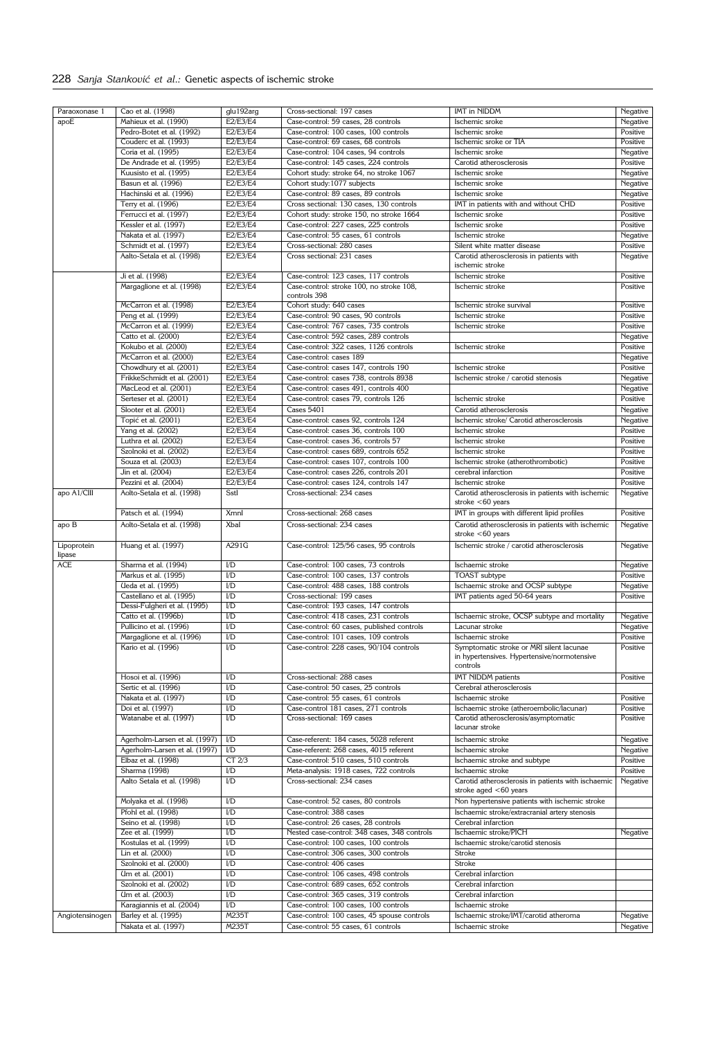| Paraoxonase 1 | Cao et al. (1998) | glu192arg | Cross-sectional: 197 cases | IMT in NIDDM | Negative |
|---|---|---|---|---|---|
| apoE | Mahieux et al. (1990) | E2/E3/E4 | Case-control: 59 cases, 28 controls | Ischemic sroke | Negative |
| | Pedro-Botet et al. (1992) | E2/E3/E4 | Case-control: 100 cases, 100 controls | Ischemic sroke | Positive |
| | Couderc et al. (1993) | E2/E3/E4 | Case-control: 69 cases, 68 controls | Ischemic sroke or TIA | Positive |
| | Coria et al. (1995) | E2/E3/E4 | Case-control: 104 cases, 94 controls | Ischemic sroke | Negative |
| | De Andrade et al. (1995) | E2/E3/E4 | Case-control: 145 cases, 224 controls | Carotid atherosclerosis | Positive |
| | Kuusisto et al. (1995) | E2/E3/E4 | Cohort study: stroke 64, no stroke 1067 | Ischemic sroke | Negative |
| | Basun et al. (1996) | E2/E3/E4 | Cohort study:1077 subjects | Ischemic sroke | Negative |
| | Hachinski et al. (1996) | E2/E3/E4 | Case-control: 89 cases, 89 controls | Ischemic sroke | Negative |
| | Terry et al. (1996) | E2/E3/E4 | Cross sectional: 130 cases, 130 controls | IMT in patients with and without CHD | Positive |
| | Ferrucci et al. (1997) | E2/E3/E4 | Cohort study: stroke 150, no stroke 1664 | Ischemic sroke | Positive |
| | Kessler et al. (1997) | E2/E3/E4 | Case-control: 227 cases, 225 controls | Ischemic sroke | Positive |
| | Nakata et al. (1997) | E2/E3/E4 | Case-control: 55 cases, 61 controls | Ischemic stroke | Negative |
| | Schmidt et al. (1997) | E2/E3/E4 | Cross-sectional: 280 cases | Silent white matter disease | Positive |
| | Aalto-Setala et al. (1998) | E2/E3/E4 | Cross sectional: 231 cases | Carotid atherosclerosis in patients with ischemic stroke | Negative |
| | Ji et al. (1998) | E2/E3/E4 | Case-control: 123 cases, 117 controls | Ischemic stroke | Positive |
| | Margaglione et al. (1998) | E2/E3/E4 | Case-control: stroke 100, no stroke 108, controls 398 | Ischemic stroke | Positive |
| | McCarron et al. (1998) | E2/E3/E4 | Cohort study: 640 cases | Ischemic stroke survival | Positive |
| | Peng et al. (1999) | E2/E3/E4 | Case-control: 90 cases, 90 controls | Ischemic stroke | Positive |
| | McCarron et al. (1999) | E2/E3/E4 | Case-control: 767 cases, 735 controls | Ischemic stroke | Positive |
| | Catto et al. (2000) | E2/E3/E4 | Case-control: 592 cases, 289 controls | | Negative |
| | Kokubo et al. (2000) | E2/E3/E4 | Case-control: 322 cases, 1126 controls | Ischemic stroke | Positive |
| | McCarron et al. (2000) | E2/E3/E4 | Case-control: cases 189 | | Negative |
| | Chowdhury et al. (2001) | E2/E3/E4 | Case-control: cases 147, controls 190 | Ischemic stroke | Positive |
| | FrikkeSchmidt et al. (2001) | E2/E3/E4 | Case-control: cases 738, controls 8938 | Ischemic stroke / carotid stenosis | Negative |
| | MacLeod et al. (2001) | E2/E3/E4 | Case-control: cases 491, controls 400 | | Negative |
| | Serteser et al. (2001) | E2/E3/E4 | Case-control: cases 79, controls 126 | Ischemic stroke | Positive |
| | Slooter et al. (2001) | E2/E3/E4 | Cases 5401 | Carotid atherosclerosis | Negative |
| | Topić et al. (2001) | E2/E3/E4 | Case-control: cases 92, controls 124 | Ischemic stroke/ Carotid atherosclerosis | Negative |
| | Yang et al. (2002) | E2/E3/E4 | Case-control: cases 36, controls 100 | Ischemic stroke | Positive |
| | Luthra et al. (2002) | E2/E3/E4 | Case-control: cases 36, controls 57 | Ischemic stroke | Positive |
| | Szolnoki et al. (2002) | E2/E3/E4 | Case-control: cases 689, controls 652 | Ischemic stroke | Positive |
| | Souza et al. (2003) | E2/E3/E4 | Case-control: cases 107, controls 100 | Ischemic stroke (atherothrombotic) | Positive |
| | Jin et al. (2004) | E2/E3/E4 | Case-control: cases 226, controls 201 | cerebral infarction | Positive |
| | Pezzini et al. (2004) | E2/E3/E4 | Case-control: cases 124, controls 147 | Ischemic stroke | Positive |
| apo A1/CIII | Aolto-Setala et al. (1998) | SstI | Cross-sectional: 234 cases | Carotid atherosclerosis in patients with ischemic stroke <60 years | Negative |
| | Patsch et al. (1994) | XmnI | Cross-sectional: 268 cases | IMT in groups with different lipid profiles | Positive |
| apo B | Aolto-Setala et al. (1998) | XbaI | Cross-sectional: 234 cases | Carotid atherosclerosis in patients with ischemic stroke <60 years | Negative |
| Lipoprotein lipase | Huang et al. (1997) | A291G | Case-control: 125/56 cases, 95 controls | Ischemic stroke / carotid atherosclerosis | Negative |
| ACE | Sharma et al. (1994) | I/D | Case-control: 100 cases, 73 controls | Ischaemic stroke | Negative |
| | Markus et al. (1995) | I/D | Case-control: 100 cases, 137 controls | TOAST subtype | Positive |
| | Ueda et al. (1995) | I/D | Case-control: 488 cases, 188 controls | Ischaemic stroke and OCSP subtype | Negative |
| | Castellano et al. (1995) | I/D | Cross-sectional: 199 cases | IMT patients aged 50-64 years | Positive |
| | Dessi-Fulgheri et al. (1995) | I/D | Case-control: 193 cases, 147 controls | | |
| | Catto et al. (1996b) | I/D | Case-control: 418 cases, 231 controls | Ischaemic stroke, OCSP subtype and mortality | Negative |
| | Pullicino et al. (1996) | I/D | Case-control: 60 cases, published controls | Lacunar stroke | Negative |
| | Margaglione et al. (1996) | I/D | Case-control: 101 cases, 109 controls | Ischaemic stroke | Positive |
| | Kario et al. (1996) | I/D | Case-control: 228 cases, 90/104 controls | Symptomatic stroke or MRI silent lacunae in hypertensives. Hypertensive/normotensive controls | Positive |
| | Hosoi et al. (1996) | I/D | Cross-sectional: 288 cases | IMT NIDDM patients | Positive |
| | Sertic et al. (1996) | I/D | Case-control: 50 cases, 25 controls | Cerebral atherosclerosis | |
| | Nakata et al. (1997) | I/D | Case-control: 55 cases, 61 controls | Ischaemic stroke | Positive |
| | Doi et al. (1997) | I/D | Case-control 181 cases, 271 controls | Ischaemic stroke (atheroembolic/lacunar) | Positive |
| | Watanabe et al. (1997) | I/D | Cross-sectional: 169 cases | Carotid atherosclerosis/asymptomatic lacunar stroke | Positive |
| | Agerholm-Larsen et al. (1997) | I/D | Case-referent: 184 cases, 5028 referent | Ischaemic stroke | Negative |
| | Agerholm-Larsen et al. (1997) | I/D | Case-referent: 268 cases, 4015 referent | Ischaemic stroke | Negative |
| | Elbaz et al. (1998) | CT 2/3 | Case-control: 510 cases, 510 controls | Ischaemic stroke and subtype | Positive |
| | Sharma (1998) | I/D | Meta-analysis: 1918 cases, 722 controls | Ischaemic stroke | Positive |
| | Aalto Setala et al. (1998) | I/D | Cross-sectional: 234 cases | Carotid atherosclerosis in patients with ischaemic stroke aged <60 years | Negative |
| | Molyaka et al. (1998) | I/D | Case-control: 52 cases, 80 controls | Non hypertensive patients with ischemic stroke | |
| | Pfohl et al. (1998) | I/D | Case-control: 388 cases | Ischaemic stroke/extracranial artery stenosis | |
| | Seino et al. (1998) | I/D | Case-control: 26 cases, 28 controls | Cerebral infarction | |
| | Zee et al. (1999) | I/D | Nested case-control: 348 cases, 348 controls | Ischaemic stroke/PICH | Negative |
| | Kostulas et al. (1999) | I/D | Case-control: 100 cases, 100 controls | Ischaemic stroke/carotid stenosis | |
| | Lin et al. (2000) | I/D | Case-control: 306 cases, 300 controls | Stroke | |
| | Szolnoki et al. (2000) | I/D | Case-control: 406 cases | Stroke | |
| | Um et al. (2001) | I/D | Case-control: 106 cases, 498 controls | Cerebral infarction | |
| | Szolnoki et al. (2002) | I/D | Case-control: 689 cases, 652 controls | Cerebral infarction | |
| | Um et al. (2003) | I/D | Case-control: 365 cases, 319 controls | Cerebral infarction | |
| | Karagiannis et al. (2004) | I/D | Case-control: 100 cases, 100 controls | Ischaemic stroke | |
| Angiotensinogen | Barley et al. (1995) | M235T | Case-control: 100 cases, 45 spouse controls | Ischaemic stroke/IMT/carotid atheroma | Negative |
| | Nakata et al. (1997) | M235T | Case-control: 55 cases, 61 controls | Ischaemic stroke | Negative |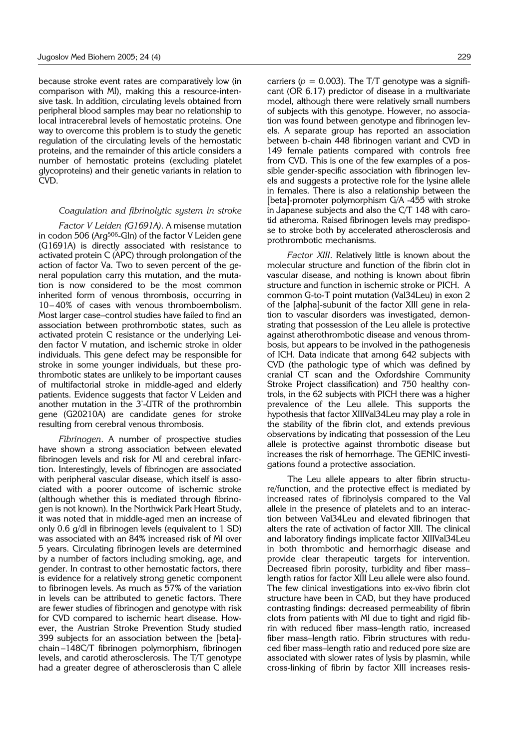because stroke event rates are comparatively low (in comparison with MI), making this a resource-intensive task. In addition, circulating levels obtained from peripheral blood samples may bear no relationship to local intracerebral levels of hemostatic proteins. One way to overcome this problem is to study the genetic regulation of the circulating levels of the hemostatic proteins, and the remainder of this article considers a number of hemostatic proteins (excluding platelet glycoproteins) and their genetic variants in relation to CVD.

### *Coagulation and fibrinolytic system in stroke*

*Factor V Leiden (G1691A)*. A misense mutation in codon 506 ($Arg^{506}$-Gln) of the factor V Leiden gene (G1691A) is directly associated with resistance to activated protein C (APC) through prolongation of the action of factor Va. Two to seven percent of the general population carry this mutation, and the mutation is now considered to be the most common inherited form of venous thrombosis, occurring in 10–40% of cases with venous thromboembolism. Most larger case–control studies have failed to find an association between prothrombotic states, such as activated protein C resistance or the underlying Leiden factor V mutation, and ischemic stroke in older individuals. This gene defect may be responsible for stroke in some younger individuals, but these prothrombotic states are unlikely to be important causes of multifactorial stroke in middle-aged and elderly patients. Evidence suggests that factor V Leiden and another mutation in the 3'-UTR of the prothrombin gene (G20210A) are candidate genes for stroke resulting from cerebral venous thrombosis.

*Fibrinogen*. A number of prospective studies have shown a strong association between elevated fibrinogen levels and risk for MI and cerebral infarction. Interestingly, levels of fibrinogen are associated with peripheral vascular disease, which itself is associated with a poorer outcome of ischemic stroke (although whether this is mediated through fibrinogen is not known). In the Northwick Park Heart Study, it was noted that in middle-aged men an increase of only 0.6 g/dl in fibrinogen levels (equivalent to 1 SD) was associated with an 84% increased risk of MI over 5 years. Circulating fibrinogen levels are determined by a number of factors including smoking, age, and gender. In contrast to other hemostatic factors, there is evidence for a relatively strong genetic component to fibrinogen levels. As much as 57% of the variation in levels can be attributed to genetic factors. There are fewer studies of fibrinogen and genotype with risk for CVD compared to ischemic heart disease. However, the Austrian Stroke Prevention Study studied 399 subjects for an association between the [beta]-chain –148C/T fibrinogen polymorphism, fibrinogen levels, and carotid atherosclerosis. The T/T genotype had a greater degree of atherosclerosis than C allele carriers ($p = 0.003$). The T/T genotype was a significant (OR 6.17) predictor of disease in a multivariate model, although there were relatively small numbers of subjects with this genotype. However, no association was found between genotype and fibrinogen levels. A separate group has reported an association between b-chain 448 fibrinogen variant and CVD in 149 female patients compared with controls free from CVD. This is one of the few examples of a possible gender-specific association with fibrinogen levels and suggests a protective role for the lysine allele in females. There is also a relationship between the [beta]-promoter polymorphism G/A -455 with stroke in Japanese subjects and also the C/T 148 with carotid atheroma. Raised fibrinogen levels may predispose to stroke both by accelerated atherosclerosis and prothrombotic mechanisms.

*Factor XIII*. Relatively little is known about the molecular structure and function of the fibrin clot in vascular disease, and nothing is known about fibrin structure and function in ischemic stroke or PICH. A common G-to-T point mutation (Val34Leu) in exon 2 of the [alpha]-subunit of the factor XIII gene in relation to vascular disorders was investigated, demonstrating that possession of the Leu allele is protective against atherothrombotic disease and venous thrombosis, but appears to be involved in the pathogenesis of ICH. Data indicate that among 642 subjects with CVD (the pathologic type of which was defined by cranial CT scan and the Oxfordshire Community Stroke Project classification) and 750 healthy controls, in the 62 subjects with PICH there was a higher prevalence of the Leu allele. This supports the hypothesis that factor XIIIVal34Leu may play a role in the stability of the fibrin clot, and extends previous observations by indicating that possession of the Leu allele is protective against thrombotic disease but increases the risk of hemorrhage. The GENIC investigations found a protective association.

The Leu allele appears to alter fibrin structure/function, and the protective effect is mediated by increased rates of fibrinolysis compared to the Val allele in the presence of platelets and to an interaction between Val34Leu and elevated fibrinogen that alters the rate of activation of factor XIII. The clinical and laboratory findings implicate factor XIIIVal34Leu in both thrombotic and hemorrhagic disease and provide clear therapeutic targets for intervention. Decreased fibrin porosity, turbidity and fiber mass–length ratios for factor XIII Leu allele were also found. The few clinical investigations into ex-vivo fibrin clot structure have been in CAD, but they have produced contrasting findings: decreased permeability of fibrin clots from patients with MI due to tight and rigid fibrin with reduced fiber mass–length ratio, increased fiber mass–length ratio. Fibrin structures with reduced fiber mass–length ratio and reduced pore size are associated with slower rates of lysis by plasmin, while cross-linking of fibrin by factor XIII increases resis-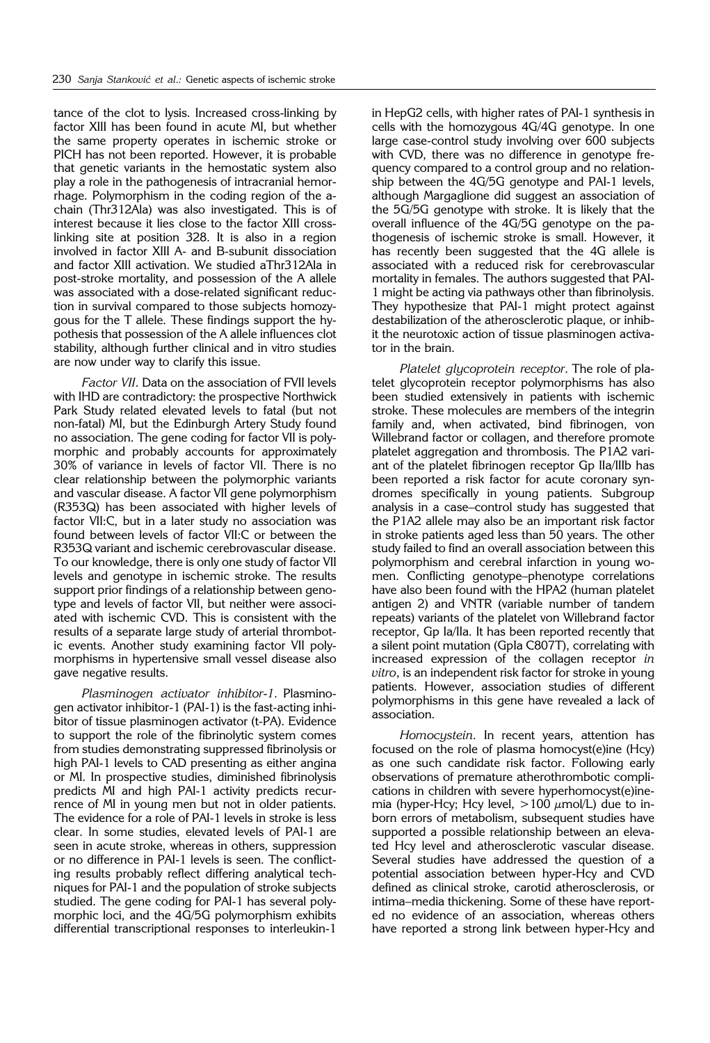tance of the clot to lysis. Increased cross-linking by factor XIII has been found in acute MI, but whether the same property operates in ischemic stroke or PICH has not been reported. However, it is probable that genetic variants in the hemostatic system also play a role in the pathogenesis of intracranial hemorrhage. Polymorphism in the coding region of the a-chain (Thr312Ala) was also investigated. This is of interest because it lies close to the factor XIII cross-linking site at position 328. It is also in a region involved in factor XIII A- and B-subunit dissociation and factor XIII activation. We studied aThr312Ala in post-stroke mortality, and possession of the A allele was associated with a dose-related significant reduction in survival compared to those subjects homozygous for the T allele. These findings support the hypothesis that possession of the A allele influences clot stability, although further clinical and in vitro studies are now under way to clarify this issue.

*Factor VII*. Data on the association of FVII levels with IHD are contradictory: the prospective Northwick Park Study related elevated levels to fatal (but not non-fatal) MI, but the Edinburgh Artery Study found no association. The gene coding for factor VII is polymorphic and probably accounts for approximately 30% of variance in levels of factor VII. There is no clear relationship between the polymorphic variants and vascular disease. A factor VII gene polymorphism (R353Q) has been associated with higher levels of factor VII:C, but in a later study no association was found between levels of factor VII:C or between the R353Q variant and ischemic cerebrovascular disease. To our knowledge, there is only one study of factor VII levels and genotype in ischemic stroke. The results support prior findings of a relationship between genotype and levels of factor VII, but neither were associated with ischemic CVD. This is consistent with the results of a separate large study of arterial thrombotic events. Another study examining factor VII polymorphisms in hypertensive small vessel disease also gave negative results.

*Plasminogen activator inhibitor-1*. Plasminogen activator inhibitor-1 (PAI-1) is the fast-acting inhibitor of tissue plasminogen activator (t-PA). Evidence to support the role of the fibrinolytic system comes from studies demonstrating suppressed fibrinolysis or high PAI-1 levels to CAD presenting as either angina or MI. In prospective studies, diminished fibrinolysis predicts MI and high PAI-1 activity predicts recurrence of MI in young men but not in older patients. The evidence for a role of PAI-1 levels in stroke is less clear. In some studies, elevated levels of PAI-1 are seen in acute stroke, whereas in others, suppression or no difference in PAI-1 levels is seen. The conflicting results probably reflect differing analytical techniques for PAI-1 and the population of stroke subjects studied. The gene coding for PAI-1 has several polymorphic loci, and the 4G/5G polymorphism exhibits differential transcriptional responses to interleukin-1 in HepG2 cells, with higher rates of PAI-1 synthesis in cells with the homozygous 4G/4G genotype. In one large case-control study involving over 600 subjects with CVD, there was no difference in genotype frequency compared to a control group and no relationship between the 4G/5G genotype and PAI-1 levels, although Margaglione did suggest an association of the 5G/5G genotype with stroke. It is likely that the overall influence of the 4G/5G genotype on the pathogenesis of ischemic stroke is small. However, it has recently been suggested that the 4G allele is associated with a reduced risk for cerebrovascular mortality in females. The authors suggested that PAI-1 might be acting via pathways other than fibrinolysis. They hypothesize that PAI-1 might protect against destabilization of the atherosclerotic plaque, or inhibit the neurotoxic action of tissue plasminogen activator in the brain.

*Platelet glycoprotein receptor*. The role of platelet glycoprotein receptor polymorphisms has also been studied extensively in patients with ischemic stroke. These molecules are members of the integrin family and, when activated, bind fibrinogen, von Willebrand factor or collagen, and therefore promote platelet aggregation and thrombosis. The P1A2 variant of the platelet fibrinogen receptor Gp IIa/IIIb has been reported a risk factor for acute coronary syndromes specifically in young patients. Subgroup analysis in a case–control study has suggested that the P1A2 allele may also be an important risk factor in stroke patients aged less than 50 years. The other study failed to find an overall association between this polymorphism and cerebral infarction in young women. Conflicting genotype–phenotype correlations have also been found with the HPA2 (human platelet antigen 2) and VNTR (variable number of tandem repeats) variants of the platelet von Willebrand factor receptor, Gp Ia/IIa. It has been reported recently that a silent point mutation (GpIa C807T), correlating with increased expression of the collagen receptor *in vitro*, is an independent risk factor for stroke in young patients. However, association studies of different polymorphisms in this gene have revealed a lack of association.

*Homocystein*. In recent years, attention has focused on the role of plasma homocyst(e)ine (Hcy) as one such candidate risk factor. Following early observations of premature atherothrombotic complications in children with severe hyperhomocyst(e)inemia (hyper-Hcy; Hcy level, $>100$ $\mu$mol/L) due to inborn errors of metabolism, subsequent studies have supported a possible relationship between an elevated Hcy level and atherosclerotic vascular disease. Several studies have addressed the question of a potential association between hyper-Hcy and CVD defined as clinical stroke, carotid atherosclerosis, or intima–media thickening. Some of these have reported no evidence of an association, whereas others have reported a strong link between hyper-Hcy and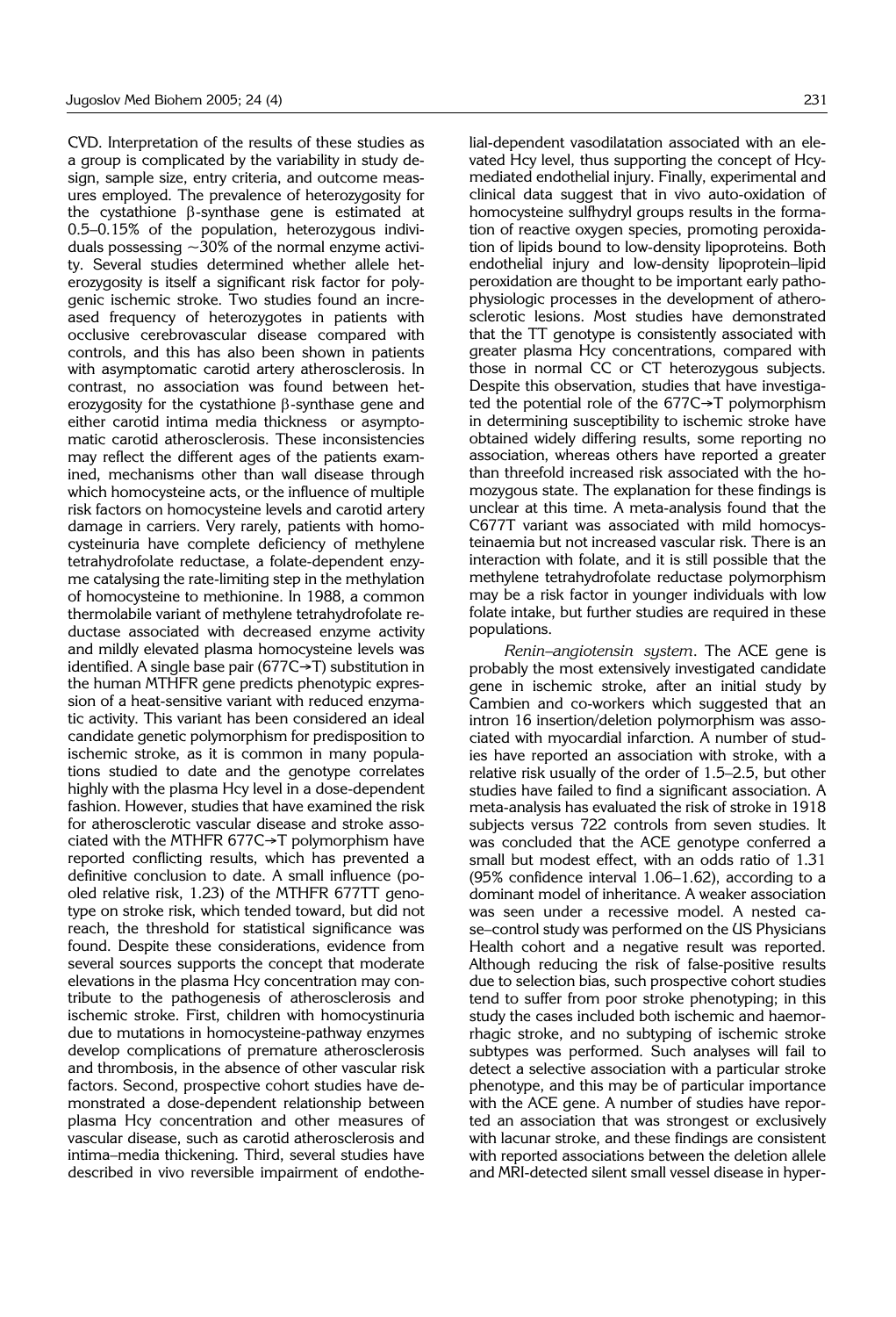CVD. Interpretation of the results of these studies as a group is complicated by the variability in study design, sample size, entry criteria, and outcome measures employed. The prevalence of heterozygosity for the cystathione β-synthase gene is estimated at 0.5–0.15% of the population, heterozygous individuals possessing ~30% of the normal enzyme activity. Several studies determined whether allele heterozygosity is itself a significant risk factor for polygenic ischemic stroke. Two studies found an increased frequency of heterozygotes in patients with occlusive cerebrovascular disease compared with controls, and this has also been shown in patients with asymptomatic carotid artery atherosclerosis. In contrast, no association was found between heterozygosity for the cystathione β-synthase gene and either carotid intima media thickness or asymptomatic carotid atherosclerosis. These inconsistencies may reflect the different ages of the patients examined, mechanisms other than wall disease through which homocysteine acts, or the influence of multiple risk factors on homocysteine levels and carotid artery damage in carriers. Very rarely, patients with homocysteinuria have complete deficiency of methylene tetrahydrofolate reductase, a folate-dependent enzyme catalysing the rate-limiting step in the methylation of homocysteine to methionine. In 1988, a common thermolabile variant of methylene tetrahydrofolate reductase associated with decreased enzyme activity and mildly elevated plasma homocysteine levels was identified. A single base pair (677C→T) substitution in the human MTHFR gene predicts phenotypic expression of a heat-sensitive variant with reduced enzymatic activity. This variant has been considered an ideal candidate genetic polymorphism for predisposition to ischemic stroke, as it is common in many populations studied to date and the genotype correlates highly with the plasma Hcy level in a dose-dependent fashion. However, studies that have examined the risk for atherosclerotic vascular disease and stroke associated with the MTHFR 677C→T polymorphism have reported conflicting results, which has prevented a definitive conclusion to date. A small influence (pooled relative risk, 1.23) of the MTHFR 677TT genotype on stroke risk, which tended toward, but did not reach, the threshold for statistical significance was found. Despite these considerations, evidence from several sources supports the concept that moderate elevations in the plasma Hcy concentration may contribute to the pathogenesis of atherosclerosis and ischemic stroke. First, children with homocystinuria due to mutations in homocysteine-pathway enzymes develop complications of premature atherosclerosis and thrombosis, in the absence of other vascular risk factors. Second, prospective cohort studies have demonstrated a dose-dependent relationship between plasma Hcy concentration and other measures of vascular disease, such as carotid atherosclerosis and intima–media thickening. Third, several studies have described in vivo reversible impairment of endothelial-dependent vasodilatation associated with an elevated Hcy level, thus supporting the concept of Hcy-mediated endothelial injury. Finally, experimental and clinical data suggest that in vivo auto-oxidation of homocysteine sulfhydryl groups results in the formation of reactive oxygen species, promoting peroxidation of lipids bound to low-density lipoproteins. Both endothelial injury and low-density lipoprotein–lipid peroxidation are thought to be important early pathophysiologic processes in the development of atherosclerotic lesions. Most studies have demonstrated that the TT genotype is consistently associated with greater plasma Hcy concentrations, compared with those in normal CC or CT heterozygous subjects. Despite this observation, studies that have investigated the potential role of the 677C→T polymorphism in determining susceptibility to ischemic stroke have obtained widely differing results, some reporting no association, whereas others have reported a greater than threefold increased risk associated with the homozygous state. The explanation for these findings is unclear at this time. A meta-analysis found that the C677T variant was associated with mild homocysteinaemia but not increased vascular risk. There is an interaction with folate, and it is still possible that the methylene tetrahydrofolate reductase polymorphism may be a risk factor in younger individuals with low folate intake, but further studies are required in these populations.

*Renin–angiotensin system*. The ACE gene is probably the most extensively investigated candidate gene in ischemic stroke, after an initial study by Cambien and co-workers which suggested that an intron 16 insertion/deletion polymorphism was associated with myocardial infarction. A number of studies have reported an association with stroke, with a relative risk usually of the order of 1.5–2.5, but other studies have failed to find a significant association. A meta-analysis has evaluated the risk of stroke in 1918 subjects versus 722 controls from seven studies. It was concluded that the ACE genotype conferred a small but modest effect, with an odds ratio of 1.31 (95% confidence interval 1.06–1.62), according to a dominant model of inheritance. A weaker association was seen under a recessive model. A nested case–control study was performed on the US Physicians Health cohort and a negative result was reported. Although reducing the risk of false-positive results due to selection bias, such prospective cohort studies tend to suffer from poor stroke phenotyping; in this study the cases included both ischemic and haemorrhagic stroke, and no subtyping of ischemic stroke subtypes was performed. Such analyses will fail to detect a selective association with a particular stroke phenotype, and this may be of particular importance with the ACE gene. A number of studies have reported an association that was strongest or exclusively with lacunar stroke, and these findings are consistent with reported associations between the deletion allele and MRI-detected silent small vessel disease in hyper-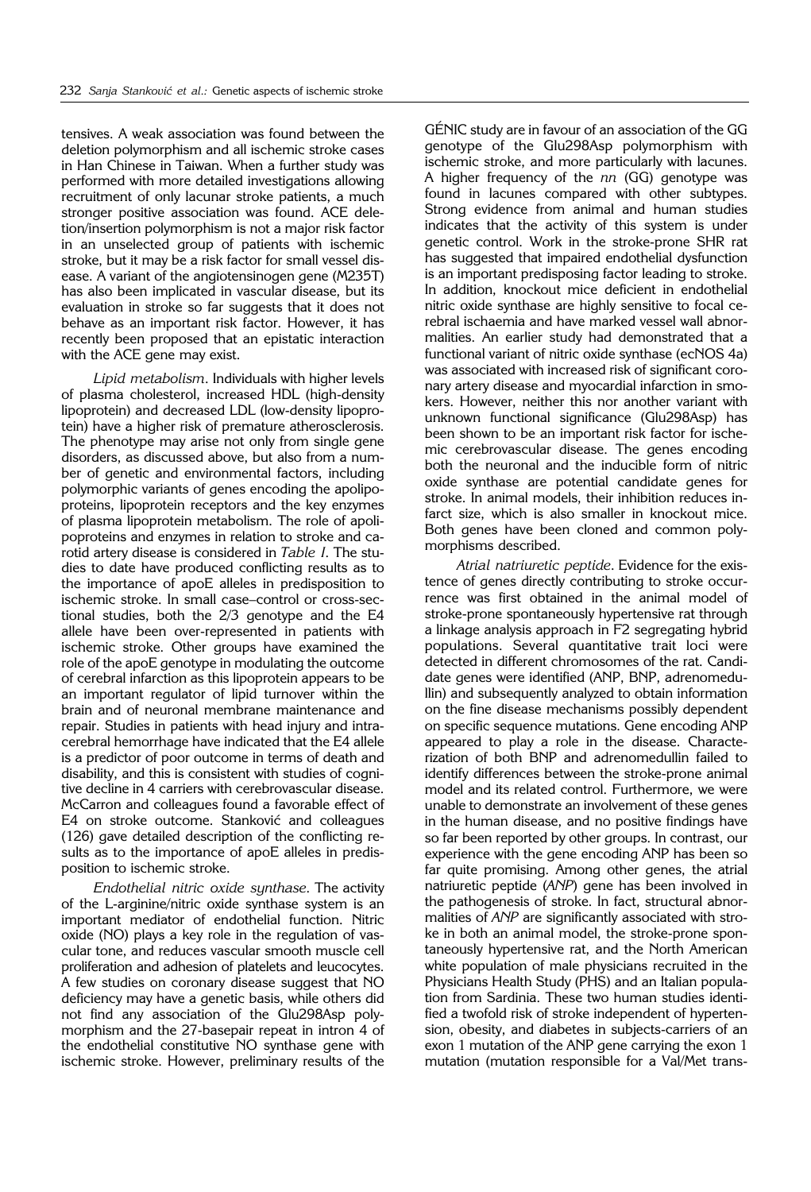tensives. A weak association was found between the deletion polymorphism and all ischemic stroke cases in Han Chinese in Taiwan. When a further study was performed with more detailed investigations allowing recruitment of only lacunar stroke patients, a much stronger positive association was found. ACE deletion/insertion polymorphism is not a major risk factor in an unselected group of patients with ischemic stroke, but it may be a risk factor for small vessel disease. A variant of the angiotensinogen gene (M235T) has also been implicated in vascular disease, but its evaluation in stroke so far suggests that it does not behave as an important risk factor. However, it has recently been proposed that an epistatic interaction with the ACE gene may exist.

*Lipid metabolism*. Individuals with higher levels of plasma cholesterol, increased HDL (high-density lipoprotein) and decreased LDL (low-density lipoprotein) have a higher risk of premature atherosclerosis. The phenotype may arise not only from single gene disorders, as discussed above, but also from a number of genetic and environmental factors, including polymorphic variants of genes encoding the apolipoproteins, lipoprotein receptors and the key enzymes of plasma lipoprotein metabolism. The role of apolipoproteins and enzymes in relation to stroke and carotid artery disease is considered in *Table I*. The studies to date have produced conflicting results as to the importance of apoE alleles in predisposition to ischemic stroke. In small case–control or cross-sectional studies, both the 2/3 genotype and the E4 allele have been over-represented in patients with ischemic stroke. Other groups have examined the role of the apoE genotype in modulating the outcome of cerebral infarction as this lipoprotein appears to be an important regulator of lipid turnover within the brain and of neuronal membrane maintenance and repair. Studies in patients with head injury and intracerebral hemorrhage have indicated that the E4 allele is a predictor of poor outcome in terms of death and disability, and this is consistent with studies of cognitive decline in 4 carriers with cerebrovascular disease. McCarron and colleagues found a favorable effect of E4 on stroke outcome. Stanković and colleagues (126) gave detailed description of the conflicting results as to the importance of apoE alleles in predisposition to ischemic stroke.

*Endothelial nitric oxide synthase*. The activity of the L-arginine/nitric oxide synthase system is an important mediator of endothelial function. Nitric oxide (NO) plays a key role in the regulation of vascular tone, and reduces vascular smooth muscle cell proliferation and adhesion of platelets and leucocytes. A few studies on coronary disease suggest that NO deficiency may have a genetic basis, while others did not find any association of the Glu298Asp polymorphism and the 27-basepair repeat in intron 4 of the endothelial constitutive NO synthase gene with ischemic stroke. However, preliminary results of the GÉNIC study are in favour of an association of the GG genotype of the Glu298Asp polymorphism with ischemic stroke, and more particularly with lacunes. A higher frequency of the *nn* (GG) genotype was found in lacunes compared with other subtypes. Strong evidence from animal and human studies indicates that the activity of this system is under genetic control. Work in the stroke-prone SHR rat has suggested that impaired endothelial dysfunction is an important predisposing factor leading to stroke. In addition, knockout mice deficient in endothelial nitric oxide synthase are highly sensitive to focal cerebral ischaemia and have marked vessel wall abnormalities. An earlier study had demonstrated that a functional variant of nitric oxide synthase (ecNOS 4a) was associated with increased risk of significant coronary artery disease and myocardial infarction in smokers. However, neither this nor another variant with unknown functional significance (Glu298Asp) has been shown to be an important risk factor for ischemic cerebrovascular disease. The genes encoding both the neuronal and the inducible form of nitric oxide synthase are potential candidate genes for stroke. In animal models, their inhibition reduces infarct size, which is also smaller in knockout mice. Both genes have been cloned and common polymorphisms described.

*Atrial natriuretic peptide*. Evidence for the existence of genes directly contributing to stroke occurrence was first obtained in the animal model of stroke-prone spontaneously hypertensive rat through a linkage analysis approach in F2 segregating hybrid populations. Several quantitative trait loci were detected in different chromosomes of the rat. Candidate genes were identified (ANP, BNP, adrenomedullin) and subsequently analyzed to obtain information on the fine disease mechanisms possibly dependent on specific sequence mutations. Gene encoding ANP appeared to play a role in the disease. Characterization of both BNP and adrenomedullin failed to identify differences between the stroke-prone animal model and its related control. Furthermore, we were unable to demonstrate an involvement of these genes in the human disease, and no positive findings have so far been reported by other groups. In contrast, our experience with the gene encoding ANP has been so far quite promising. Among other genes, the atrial natriuretic peptide (*ANP*) gene has been involved in the pathogenesis of stroke. In fact, structural abnormalities of *ANP* are significantly associated with stroke in both an animal model, the stroke-prone spontaneously hypertensive rat, and the North American white population of male physicians recruited in the Physicians Health Study (PHS) and an Italian population from Sardinia. These two human studies identified a twofold risk of stroke independent of hypertension, obesity, and diabetes in subjects-carriers of an exon 1 mutation of the ANP gene carrying the exon 1 mutation (mutation responsible for a Val/Met trans-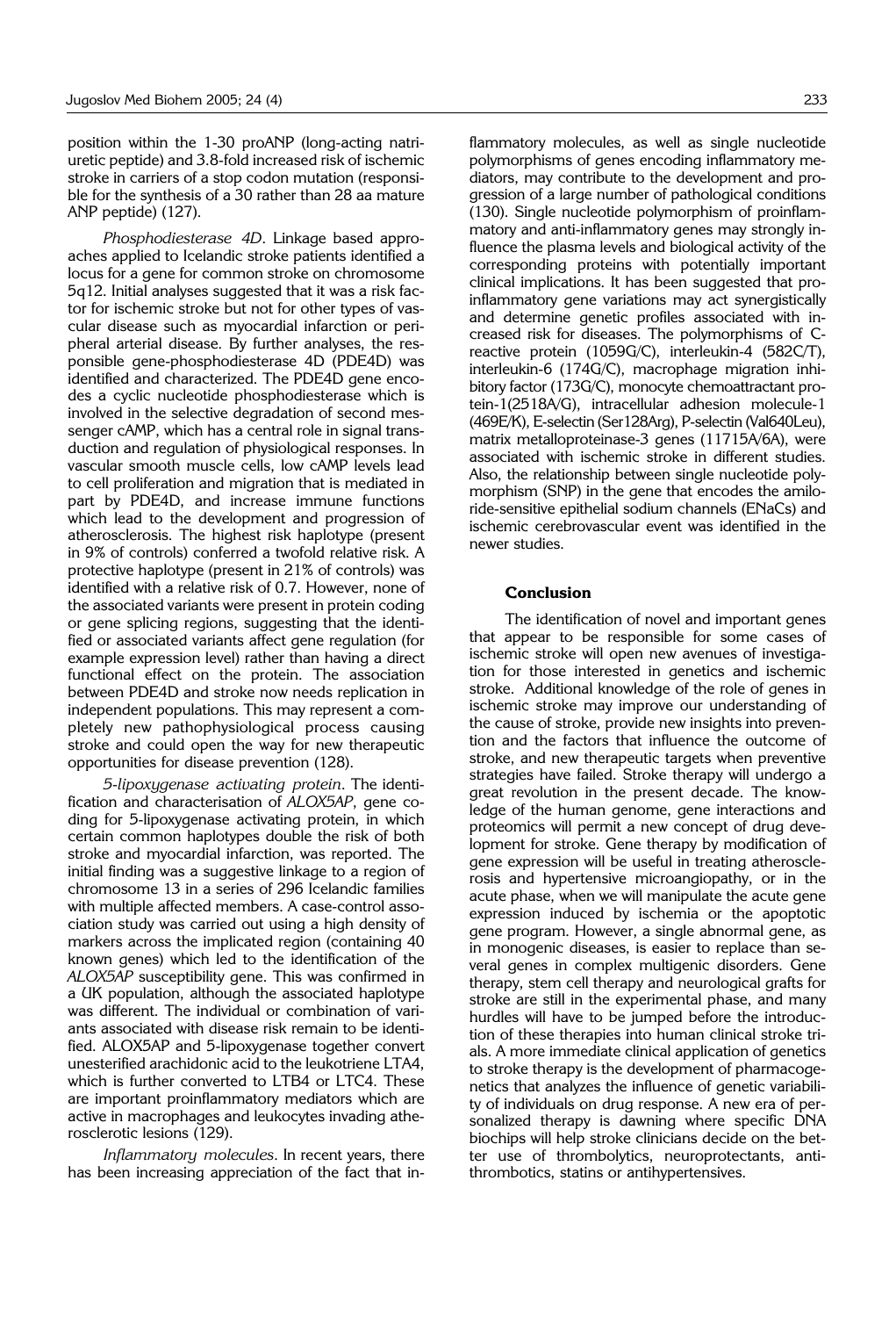position within the 1-30 proANP (long-acting natriuretic peptide) and 3.8-fold increased risk of ischemic stroke in carriers of a stop codon mutation (responsible for the synthesis of a 30 rather than 28 aa mature ANP peptide) (127).

*Phosphodiesterase 4D*. Linkage based approaches applied to Icelandic stroke patients identified a locus for a gene for common stroke on chromosome 5q12. Initial analyses suggested that it was a risk factor for ischemic stroke but not for other types of vascular disease such as myocardial infarction or peripheral arterial disease. By further analyses, the responsible gene-phosphodiesterase 4D (PDE4D) was identified and characterized. The PDE4D gene encodes a cyclic nucleotide phosphodiesterase which is involved in the selective degradation of second messenger cAMP, which has a central role in signal transduction and regulation of physiological responses. In vascular smooth muscle cells, low cAMP levels lead to cell proliferation and migration that is mediated in part by PDE4D, and increase immune functions which lead to the development and progression of atherosclerosis. The highest risk haplotype (present in 9% of controls) conferred a twofold relative risk. A protective haplotype (present in 21% of controls) was identified with a relative risk of 0.7. However, none of the associated variants were present in protein coding or gene splicing regions, suggesting that the identified or associated variants affect gene regulation (for example expression level) rather than having a direct functional effect on the protein. The association between PDE4D and stroke now needs replication in independent populations. This may represent a completely new pathophysiological process causing stroke and could open the way for new therapeutic opportunities for disease prevention (128).

*5-lipoxygenase activating protein*. The identification and characterisation of *ALOX5AP*, gene coding for 5-lipoxygenase activating protein, in which certain common haplotypes double the risk of both stroke and myocardial infarction, was reported. The initial finding was a suggestive linkage to a region of chromosome 13 in a series of 296 Icelandic families with multiple affected members. A case-control association study was carried out using a high density of markers across the implicated region (containing 40 known genes) which led to the identification of the *ALOX5AP* susceptibility gene. This was confirmed in a UK population, although the associated haplotype was different. The individual or combination of variants associated with disease risk remain to be identified. ALOX5AP and 5-lipoxygenase together convert unesterified arachidonic acid to the leukotriene LTA4, which is further converted to LTB4 or LTC4. These are important proinflammatory mediators which are active in macrophages and leukocytes invading atherosclerotic lesions (129).

*Inflammatory molecules*. In recent years, there has been increasing appreciation of the fact that inflammatory molecules, as well as single nucleotide polymorphisms of genes encoding inflammatory mediators, may contribute to the development and progression of a large number of pathological conditions (130). Single nucleotide polymorphism of proinflammatory and anti-inflammatory genes may strongly influence the plasma levels and biological activity of the corresponding proteins with potentially important clinical implications. It has been suggested that proinflammatory gene variations may act synergistically and determine genetic profiles associated with increased risk for diseases. The polymorphisms of C-reactive protein (1059G/C), interleukin-4 (582C/T), interleukin-6 (174G/C), macrophage migration inhibitory factor (173G/C), monocyte chemoattractant protein-1(2518A/G), intracellular adhesion molecule-1 (469E/K), E-selectin (Ser128Arg), P-selectin (Val640Leu), matrix metalloproteinase-3 genes (11715A/6A), were associated with ischemic stroke in different studies. Also, the relationship between single nucleotide polymorphism (SNP) in the gene that encodes the amiloride-sensitive epithelial sodium channels (ENaCs) and ischemic cerebrovascular event was identified in the newer studies.

## Conclusion

The identification of novel and important genes that appear to be responsible for some cases of ischemic stroke will open new avenues of investigation for those interested in genetics and ischemic stroke. Additional knowledge of the role of genes in ischemic stroke may improve our understanding of the cause of stroke, provide new insights into prevention and the factors that influence the outcome of stroke, and new therapeutic targets when preventive strategies have failed. Stroke therapy will undergo a great revolution in the present decade. The knowledge of the human genome, gene interactions and proteomics will permit a new concept of drug development for stroke. Gene therapy by modification of gene expression will be useful in treating atherosclerosis and hypertensive microangiopathy, or in the acute phase, when we will manipulate the acute gene expression induced by ischemia or the apoptotic gene program. However, a single abnormal gene, as in monogenic diseases, is easier to replace than several genes in complex multigenic disorders. Gene therapy, stem cell therapy and neurological grafts for stroke are still in the experimental phase, and many hurdles will have to be jumped before the introduction of these therapies into human clinical stroke trials. A more immediate clinical application of genetics to stroke therapy is the development of pharmacogenetics that analyzes the influence of genetic variability of individuals on drug response. A new era of personalized therapy is dawning where specific DNA biochips will help stroke clinicians decide on the better use of thrombolytics, neuroprotectants, antithrombotics, statins or antihypertensives.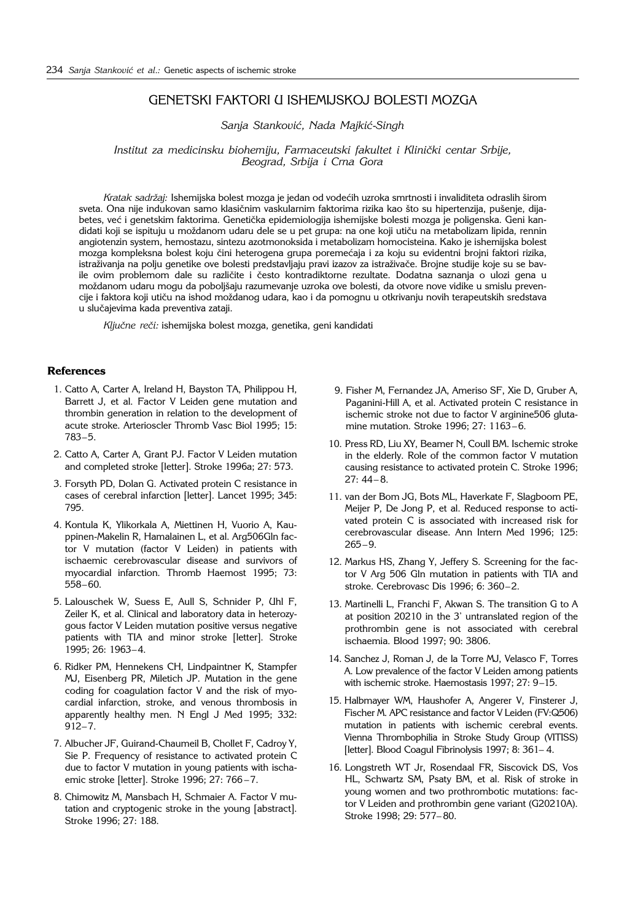# GENETSKI FAKTORI U ISHEMIJSKOJ BOLESTI MOZGA

*Sanja Stanković, Nada Majkić-Singh*

*Institut za medicinsku biohemiju, Farmaceutski fakultet i Klinički centar Srbije, Beograd, Srbija i Crna Gora*

*Kratak sadržaj:* Ishemijska bolest mozga je jedan od vodećih uzroka smrtnosti i invaliditeta odraslih širom sveta. Ona nije indukovan samo klasičnim vaskularnim faktorima rizika kao što su hipertenzija, pušenje, dijabetes, već i genetskim faktorima. Genetička epidemiologija ishemijske bolesti mozga je poligenska. Geni kandidati koji se ispituju u moždanom udaru dele se u pet grupa: na one koji utiču na metabolizam lipida, rennin angiotenzin system, hemostazu, sintezu azotmonoksida i metabolizam homocisteina. Kako je ishemijska bolest mozga kompleksna bolest koju čini heterogena grupa poremećaja i za koju su evidentni brojni faktori rizika, istraživanja na polju genetike ove bolesti predstavljaju pravi izazov za istraživače. Brojne studije koje su se bavile ovim problemom dale su različite i često kontradiktorne rezultate. Dodatna saznanja o ulozi gena u moždanom udaru mogu da poboljšaju razumevanje uzroka ove bolesti, da otvore nove vidike u smislu prevencije i faktora koji utiču na ishod moždanog udara, kao i da pomognu u otkrivanju novih terapeutskih sredstava u slučajevima kada preventiva zataji.

*Ključne reči:* ishemijska bolest mozga, genetika, geni kandidati

## References

1. Catto A, Carter A, Ireland H, Bayston TA, Philippou H, Barrett J, et al. Factor V Leiden gene mutation and thrombin generation in relation to the development of acute stroke. Arterioscler Thromb Vasc Biol 1995; 15: 783–5.
2. Catto A, Carter A, Grant PJ. Factor V Leiden mutation and completed stroke [letter]. Stroke 1996a; 27: 573.
3. Forsyth PD, Dolan G. Activated protein C resistance in cases of cerebral infarction [letter]. Lancet 1995; 345: 795.
4. Kontula K, Ylikorkala A, Miettinen H, Vuorio A, Kauppinen-Makelin R, Hamalainen L, et al. Arg506Gln factor V mutation (factor V Leiden) in patients with ischaemic cerebrovascular disease and survivors of myocardial infarction. Thromb Haemost 1995; 73: 558–60.
5. Lalouschek W, Suess E, Aull S, Schnider P, Uhl F, Zeiler K, et al. Clinical and laboratory data in heterozygous factor V Leiden mutation positive versus negative patients with TIA and minor stroke [letter]. Stroke 1995; 26: 1963–4.
6. Ridker PM, Hennekens CH, Lindpaintner K, Stampfer MJ, Eisenberg PR, Miletich JP. Mutation in the gene coding for coagulation factor V and the risk of myocardial infarction, stroke, and venous thrombosis in apparently healthy men. N Engl J Med 1995; 332: 912–7.
7. Albucher JF, Guirand-Chaumeil B, Chollet F, Cadroy Y, Sie P. Frequency of resistance to activated protein C due to factor V mutation in young patients with ischaemic stroke [letter]. Stroke 1996; 27: 766–7.
8. Chimowitz M, Mansbach H, Schmaier A. Factor V mutation and cryptogenic stroke in the young [abstract]. Stroke 1996; 27: 188.
9. Fisher M, Fernandez JA, Ameriso SF, Xie D, Gruber A, Paganini-Hill A, et al. Activated protein C resistance in ischemic stroke not due to factor V arginine506 glutamine mutation. Stroke 1996; 27: 1163–6.
10. Press RD, Liu XY, Beamer N, Coull BM. Ischemic stroke in the elderly. Role of the common factor V mutation causing resistance to activated protein C. Stroke 1996; 27: 44–8.
11. van der Bom JG, Bots ML, Haverkate F, Slagboom PE, Meijer P, De Jong P, et al. Reduced response to activated protein C is associated with increased risk for cerebrovascular disease. Ann Intern Med 1996; 125: 265–9.
12. Markus HS, Zhang Y, Jeffery S. Screening for the factor V Arg 506 Gln mutation in patients with TIA and stroke. Cerebrovasc Dis 1996; 6: 360–2.
13. Martinelli L, Franchi F, Akwan S. The transition G to A at position 20210 in the 3' untranslated region of the prothrombin gene is not associated with cerebral ischaemia. Blood 1997; 90: 3806.
14. Sanchez J, Roman J, de la Torre MJ, Velasco F, Torres A. Low prevalence of the factor V Leiden among patients with ischemic stroke. Haemostasis 1997; 27: 9–15.
15. Halbmayer WM, Haushofer A, Angerer V, Finsterer J, Fischer M. APC resistance and factor V Leiden (FV:Q506) mutation in patients with ischemic cerebral events. Vienna Thrombophilia in Stroke Study Group (VITISS) [letter]. Blood Coagul Fibrinolysis 1997; 8: 361–4.
16. Longstreth WT Jr, Rosendaal FR, Siscovick DS, Vos HL, Schwartz SM, Psaty BM, et al. Risk of stroke in young women and two prothrombotic mutations: factor V Leiden and prothrombin gene variant (G20210A). Stroke 1998; 29: 577–80.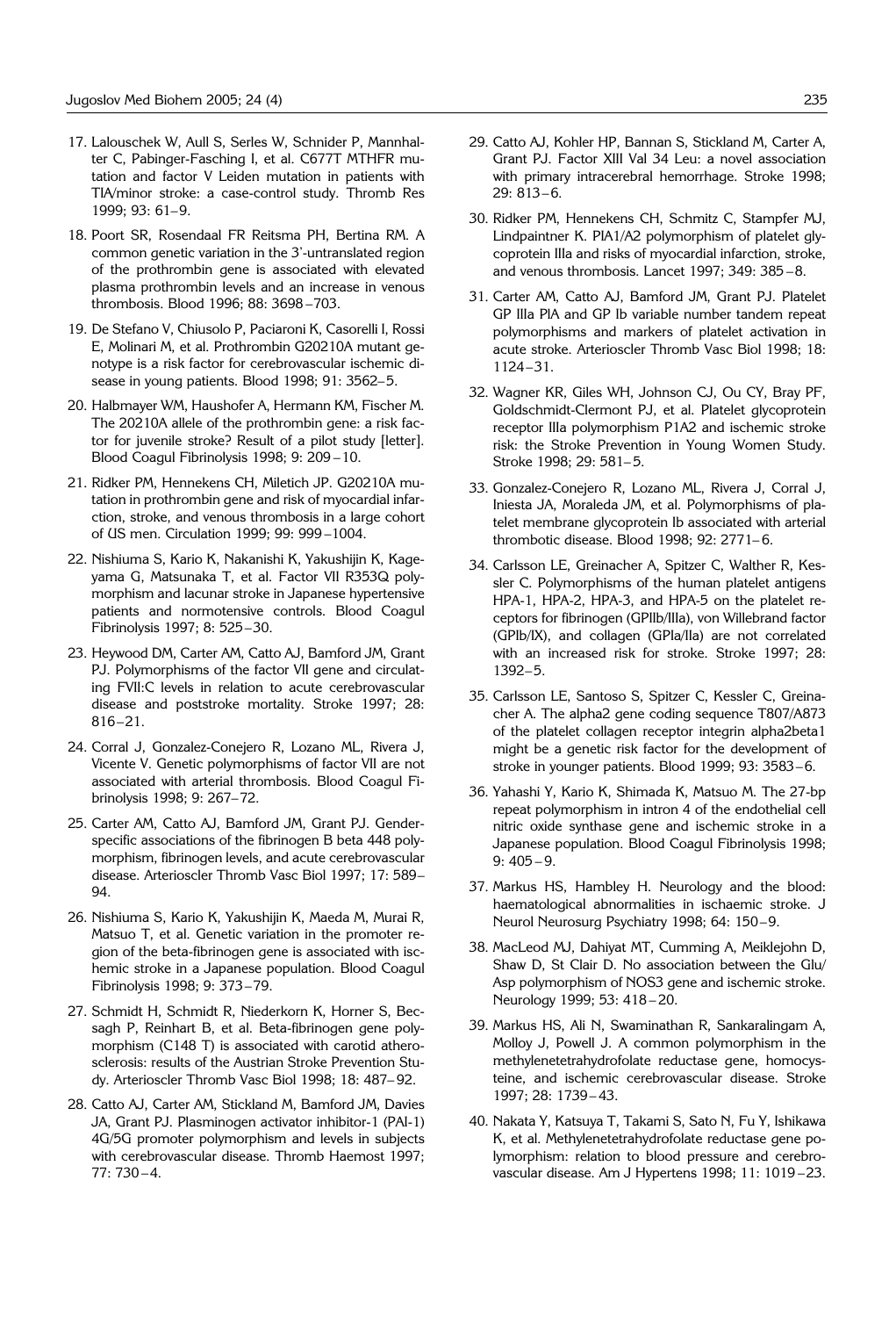17. Lalouschek W, Aull S, Serles W, Schnider P, Mannhalter C, Pabinger-Fasching I, et al. C677T MTHFR mutation and factor V Leiden mutation in patients with TIA/minor stroke: a case-control study. Thromb Res 1999; 93: 61–9.

18. Poort SR, Rosendaal FR Reitsma PH, Bertina RM. A common genetic variation in the 3'-untranslated region of the prothrombin gene is associated with elevated plasma prothrombin levels and an increase in venous thrombosis. Blood 1996; 88: 3698–703.

19. De Stefano V, Chiusolo P, Paciaroni K, Casorelli I, Rossi E, Molinari M, et al. Prothrombin G20210A mutant genotype is a risk factor for cerebrovascular ischemic disease in young patients. Blood 1998; 91: 3562–5.

20. Halbmayer WM, Haushofer A, Hermann KM, Fischer M. The 20210A allele of the prothrombin gene: a risk factor for juvenile stroke? Result of a pilot study [letter]. Blood Coagul Fibrinolysis 1998; 9: 209–10.

21. Ridker PM, Hennekens CH, Miletich JP. G20210A mutation in prothrombin gene and risk of myocardial infarction, stroke, and venous thrombosis in a large cohort of US men. Circulation 1999; 99: 999–1004.

22. Nishiuma S, Kario K, Nakanishi K, Yakushijin K, Kageyama G, Matsunaka T, et al. Factor VII R353Q polymorphism and lacunar stroke in Japanese hypertensive patients and normotensive controls. Blood Coagul Fibrinolysis 1997; 8: 525–30.

23. Heywood DM, Carter AM, Catto AJ, Bamford JM, Grant PJ. Polymorphisms of the factor VII gene and circulating FVII:C levels in relation to acute cerebrovascular disease and poststroke mortality. Stroke 1997; 28: 816–21.

24. Corral J, Gonzalez-Conejero R, Lozano ML, Rivera J, Vicente V. Genetic polymorphisms of factor VII are not associated with arterial thrombosis. Blood Coagul Fibrinolysis 1998; 9: 267–72.

25. Carter AM, Catto AJ, Bamford JM, Grant PJ. Gender-specific associations of the fibrinogen B beta 448 polymorphism, fibrinogen levels, and acute cerebrovascular disease. Arterioscler Thromb Vasc Biol 1997; 17: 589–94.

26. Nishiuma S, Kario K, Yakushijin K, Maeda M, Murai R, Matsuo T, et al. Genetic variation in the promoter region of the beta-fibrinogen gene is associated with ischemic stroke in a Japanese population. Blood Coagul Fibrinolysis 1998; 9: 373–79.

27. Schmidt H, Schmidt R, Niederkorn K, Horner S, Becsagh P, Reinhart B, et al. Beta-fibrinogen gene polymorphism (C148 T) is associated with carotid atherosclerosis: results of the Austrian Stroke Prevention Study. Arterioscler Thromb Vasc Biol 1998; 18: 487–92.

28. Catto AJ, Carter AM, Stickland M, Bamford JM, Davies JA, Grant PJ. Plasminogen activator inhibitor-1 (PAI-1) 4G/5G promoter polymorphism and levels in subjects with cerebrovascular disease. Thromb Haemost 1997; 77: 730–4.

29. Catto AJ, Kohler HP, Bannan S, Stickland M, Carter A, Grant PJ. Factor XIII Val 34 Leu: a novel association with primary intracerebral hemorrhage. Stroke 1998; 29: 813–6.

30. Ridker PM, Hennekens CH, Schmitz C, Stampfer MJ, Lindpaintner K. PIA1/A2 polymorphism of platelet glycoprotein IIIa and risks of myocardial infarction, stroke, and venous thrombosis. Lancet 1997; 349: 385–8.

31. Carter AM, Catto AJ, Bamford JM, Grant PJ. Platelet GP IIIa PlA and GP Ib variable number tandem repeat polymorphisms and markers of platelet activation in acute stroke. Arterioscler Thromb Vasc Biol 1998; 18: 1124–31.

32. Wagner KR, Giles WH, Johnson CJ, Ou CY, Bray PF, Goldschmidt-Clermont PJ, et al. Platelet glycoprotein receptor IIIa polymorphism P1A2 and ischemic stroke risk: the Stroke Prevention in Young Women Study. Stroke 1998; 29: 581–5.

33. Gonzalez-Conejero R, Lozano ML, Rivera J, Corral J, Iniesta JA, Moraleda JM, et al. Polymorphisms of platelet membrane glycoprotein Ib associated with arterial thrombotic disease. Blood 1998; 92: 2771–6.

34. Carlsson LE, Greinacher A, Spitzer C, Walther R, Kessler C. Polymorphisms of the human platelet antigens HPA-1, HPA-2, HPA-3, and HPA-5 on the platelet receptors for fibrinogen (GPIIb/IIIa), von Willebrand factor (GPIb/IX), and collagen (GPIa/IIa) are not correlated with an increased risk for stroke. Stroke 1997; 28: 1392–5.

35. Carlsson LE, Santoso S, Spitzer C, Kessler C, Greinacher A. The alpha2 gene coding sequence T807/A873 of the platelet collagen receptor integrin alpha2beta1 might be a genetic risk factor for the development of stroke in younger patients. Blood 1999; 93: 3583–6.

36. Yahashi Y, Kario K, Shimada K, Matsuo M. The 27-bp repeat polymorphism in intron 4 of the endothelial cell nitric oxide synthase gene and ischemic stroke in a Japanese population. Blood Coagul Fibrinolysis 1998; 9: 405–9.

37. Markus HS, Hambley H. Neurology and the blood: haematological abnormalities in ischaemic stroke. J Neurol Neurosurg Psychiatry 1998; 64: 150–9.

38. MacLeod MJ, Dahiyat MT, Cumming A, Meiklejohn D, Shaw D, St Clair D. No association between the Glu/Asp polymorphism of NOS3 gene and ischemic stroke. Neurology 1999; 53: 418–20.

39. Markus HS, Ali N, Swaminathan R, Sankaralingam A, Molloy J, Powell J. A common polymorphism in the methylenetetrahydrofolate reductase gene, homocysteine, and ischemic cerebrovascular disease. Stroke 1997; 28: 1739–43.

40. Nakata Y, Katsuya T, Takami S, Sato N, Fu Y, Ishikawa K, et al. Methylenetetrahydrofolate reductase gene polymorphism: relation to blood pressure and cerebrovascular disease. Am J Hypertens 1998; 11: 1019–23.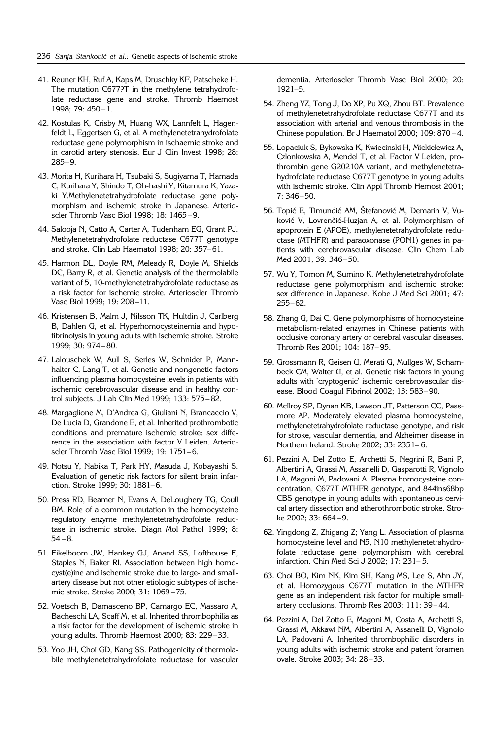41. Reuner KH, Ruf A, Kaps M, Druschky KF, Patscheke H. The mutation C677?T in the methylene tetrahydrofolate reductase gene and stroke. Thromb Haemost 1998; 79: 450–1.

42. Kostulas K, Crisby M, Huang WX, Lannfelt L, Hagenfeldt L, Eggertsen G, et al. A methylenetetrahydrofolate reductase gene polymorphism in ischaemic stroke and in carotid artery stenosis. Eur J Clin Invest 1998; 28: 285–9.

43. Morita H, Kurihara H, Tsubaki S, Sugiyama T, Hamada C, Kurihara Y, Shindo T, Oh-hashi Y, Kitamura K, Yazaki Y.Methylenetetrahydrofolate reductase gene polymorphism and ischemic stroke in Japanese. Arterioscler Thromb Vasc Biol 1998; 18: 1465–9.

44. Salooja N, Catto A, Carter A, Tudenham EG, Grant PJ. Methylenetetrahydrofolate reductase C677T genotype and stroke. Clin Lab Haematol 1998; 20: 357–61.

45. Harmon DL, Doyle RM, Meleady R, Doyle M, Shields DC, Barry R, et al. Genetic analysis of the thermolabile variant of 5, 10-methylenetetrahydrofolate reductase as a risk factor for ischemic stroke. Arterioscler Thromb Vasc Biol 1999; 19: 208–11.

46. Kristensen B, Malm J, Nilsson TK, Hultdin J, Carlberg B, Dahlen G, et al. Hyperhomocysteinemia and hypofibrinolysis in young adults with ischemic stroke. Stroke 1999; 30: 974–80.

47. Lalouschek W, Aull S, Serles W, Schnider P, Mannhalter C, Lang T, et al. Genetic and nongenetic factors influencing plasma homocysteine levels in patients with ischemic cerebrovascular disease and in healthy control subjects. J Lab Clin Med 1999; 133: 575–82.

48. Margaglione M, D'Andrea G, Giuliani N, Brancaccio V, De Lucia D, Grandone E, et al. Inherited prothrombotic conditions and premature ischemic stroke: sex difference in the association with factor V Leiden. Arterioscler Thromb Vasc Biol 1999; 19: 1751–6.

49. Notsu Y, Nabika T, Park HY, Masuda J, Kobayashi S. Evaluation of genetic risk factors for silent brain infarction. Stroke 1999; 30: 1881–6.

50. Press RD, Beamer N, Evans A, DeLoughery TG, Coull BM. Role of a common mutation in the homocysteine regulatory enzyme methylenetetrahydrofolate reductase in ischemic stroke. Diagn Mol Pathol 1999; 8: 54–8.

51. Eikelboom JW, Hankey GJ, Anand SS, Lofthouse E, Staples N, Baker RI. Association between high homocyst(e)ine and ischemic stroke due to large- and small-artery disease but not other etiologic subtypes of ischemic stroke. Stroke 2000; 31: 1069–75.

52. Voetsch B, Damasceno BP, Camargo EC, Massaro A, Bacheschi LA, Scaff M, et al. Inherited thrombophilia as a risk factor for the development of ischemic stroke in young adults. Thromb Haemost 2000; 83: 229–33.

53. Yoo JH, Choi GD, Kang SS. Pathogenicity of thermolabile methylenetetrahydrofolate reductase for vascular dementia. Arterioscler Thromb Vasc Biol 2000; 20: 1921–5.

54. Zheng YZ, Tong J, Do XP, Pu XQ, Zhou BT. Prevalence of methylenetetrahydrofolate reductase C677T and its association with arterial and venous thrombosis in the Chinese population. Br J Haematol 2000; 109: 870–4.

55. Lopaciuk S, Bykowska K, Kwiecinski H, Mickielewicz A, Czlonkowska A, Mendel T, et al. Factor V Leiden, prothrombin gene G20210A variant, and methylenetetrahydrofolate reductase C677T genotype in young adults with ischemic stroke. Clin Appl Thromb Hemost 2001; 7: 346–50.

56. Topić E, Timundić AM, Štefanović M, Demarin V, Vuković V, Lovrenčić-Huzjan A, et al. Polymorphism of apoprotein E (APOE), methylenetetrahydrofolate reductase (MTHFR) and paraoxonase (PON1) genes in patients with cerebrovascular disease. Clin Chem Lab Med 2001; 39: 346–50.

57. Wu Y, Tomon M, Sumino K. Methylenetetrahydrofolate reductase gene polymorphism and ischemic stroke: sex difference in Japanese. Kobe J Med Sci 2001; 47: 255–62.

58. Zhang G, Dai C. Gene polymorphisms of homocysteine metabolism-related enzymes in Chinese patients with occlusive coronary artery or cerebral vascular diseases. Thromb Res 2001; 104: 187–95.

59. Grossmann R, Geisen U, Merati G, Mullges W, Schambeck CM, Walter U, et al. Genetic risk factors in young adults with 'cryptogenic' ischemic cerebrovascular disease. Blood Coagul Fibrinol 2002; 13: 583–90.

60. McIlroy SP, Dynan KB, Lawson JT, Patterson CC, Passmore AP. Moderately elevated plasma homocysteine, methylenetetrahydrofolate reductase genotype, and risk for stroke, vascular dementia, and Alzheimer disease in Northern Ireland. Stroke 2002; 33: 2351–6.

61. Pezzini A, Del Zotto E, Archetti S, Negrini R, Bani P, Albertini A, Grassi M, Assanelli D, Gasparotti R, Vignolo LA, Magoni M, Padovani A. Plasma homocysteine concentration, C677T MTHFR genotype, and 844ins68bp CBS genotype in young adults with spontaneous cervical artery dissection and atherothrombotic stroke. Stroke 2002; 33: 664–9.

62. Yingdong Z, Zhigang Z; Yang L. Association of plasma homocysteine level and N5, N10 methylenetetrahydrofolate reductase gene polymorphism with cerebral infarction. Chin Med Sci J 2002; 17: 231–5.

63. Choi BO, Kim NK, Kim SH, Kang MS, Lee S, Ahn JY, et al. Homozygous C677T mutation in the MTHFR gene as an independent risk factor for multiple small-artery occlusions. Thromb Res 2003; 111: 39–44.

64. Pezzini A, Del Zotto E, Magoni M, Costa A, Archetti S, Grassi M, Akkawi NM, Albertini A, Assanelli D, Vignolo LA, Padovani A. Inherited thrombophilic disorders in young adults with ischemic stroke and patent foramen ovale. Stroke 2003; 34: 28–33.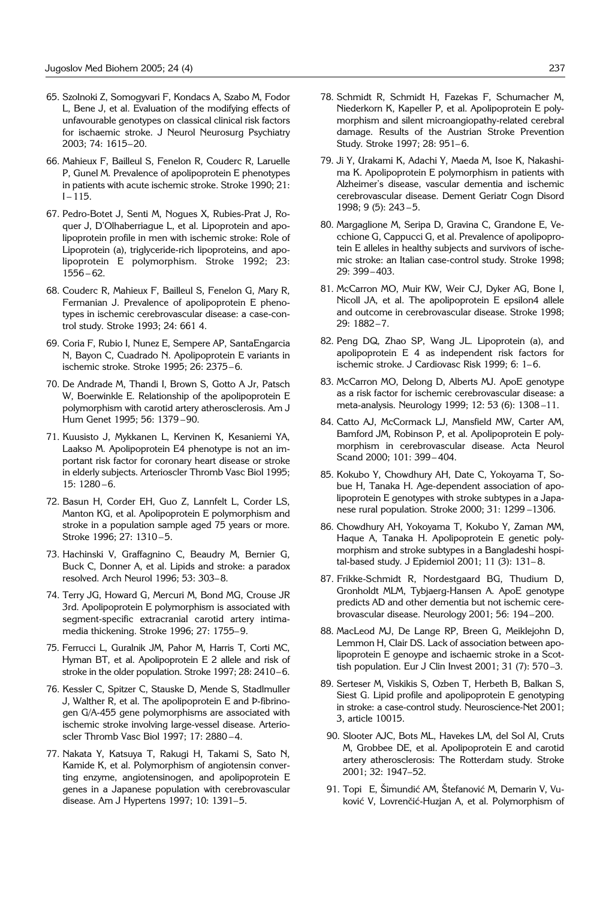65. Szolnoki Z, Somogyvari F, Kondacs A, Szabo M, Fodor L, Bene J, et al. Evaluation of the modifying effects of unfavourable genotypes on classical clinical risk factors for ischaemic stroke. J Neurol Neurosurg Psychiatry 2003; 74: 1615–20.

66. Mahieux F, Bailleul S, Fenelon R, Couderc R, Laruelle P, Gunel M. Prevalence of apolipoprotein E phenotypes in patients with acute ischemic stroke. Stroke 1990; 21: I–115.

67. Pedro-Botet J, Senti M, Nogues X, Rubies-Prat J, Roquer J, D'Olhaberriague L, et al. Lipoprotein and apolipoprotein profile in men with ischemic stroke: Role of Lipoprotein (a), triglyceride-rich lipoproteins, and apolipoprotein E polymorphism. Stroke 1992; 23: 1556–62.

68. Couderc R, Mahieux F, Bailleul S, Fenelon G, Mary R, Fermanian J. Prevalence of apolipoprotein E phenotypes in ischemic cerebrovascular disease: a case-control study. Stroke 1993; 24: 661 4.

69. Coria F, Rubio I, Nunez E, Sempere AP, SantaEngarcia N, Bayon C, Cuadrado N. Apolipoprotein E variants in ischemic stroke. Stroke 1995; 26: 2375–6.

70. De Andrade M, Thandi I, Brown S, Gotto A Jr, Patsch W, Boerwinkle E. Relationship of the apolipoprotein E polymorphism with carotid artery atherosclerosis. Am J Hum Genet 1995; 56: 1379–90.

71. Kuusisto J, Mykkanen L, Kervinen K, Kesaniemi YA, Laakso M. Apolipoprotein E4 phenotype is not an important risk factor for coronary heart disease or stroke in elderly subjects. Arterioscler Thromb Vasc Biol 1995; 15: 1280–6.

72. Basun H, Corder EH, Guo Z, Lannfelt L, Corder LS, Manton KG, et al. Apolipoprotein E polymorphism and stroke in a population sample aged 75 years or more. Stroke 1996; 27: 1310–5.

73. Hachinski V, Graffagnino C, Beaudry M, Bernier G, Buck C, Donner A, et al. Lipids and stroke: a paradox resolved. Arch Neurol 1996; 53: 303–8.

74. Terry JG, Howard G, Mercuri M, Bond MG, Crouse JR 3rd. Apolipoprotein E polymorphism is associated with segment-specific extracranial carotid artery intima-media thickening. Stroke 1996; 27: 1755–9.

75. Ferrucci L, Guralnik JM, Pahor M, Harris T, Corti MC, Hyman BT, et al. Apolipoprotein E 2 allele and risk of stroke in the older population. Stroke 1997; 28: 2410–6.

76. Kessler C, Spitzer C, Stauske D, Mende S, Stadlmuller J, Walther R, et al. The apolipoprotein E and Þ-fibrinogen G/A-455 gene polymorphisms are associated with ischemic stroke involving large-vessel disease. Arterioscler Thromb Vasc Biol 1997; 17: 2880–4.

77. Nakata Y, Katsuya T, Rakugi H, Takami S, Sato N, Kamide K, et al. Polymorphism of angiotensin converting enzyme, angiotensinogen, and apolipoprotein E genes in a Japanese population with cerebrovascular disease. Am J Hypertens 1997; 10: 1391–5.

78. Schmidt R, Schmidt H, Fazekas F, Schumacher M, Niederkorn K, Kapeller P, et al. Apolipoprotein E polymorphism and silent microangiopathy-related cerebral damage. Results of the Austrian Stroke Prevention Study. Stroke 1997; 28: 951–6.

79. Ji Y, Urakami K, Adachi Y, Maeda M, Isoe K, Nakashima K. Apolipoprotein E polymorphism in patients with Alzheimer's disease, vascular dementia and ischemic cerebrovascular disease. Dement Geriatr Cogn Disord 1998; 9 (5): 243–5.

80. Margaglione M, Seripa D, Gravina C, Grandone E, Vecchione G, Cappucci G, et al. Prevalence of apolipoprotein E alleles in healthy subjects and survivors of ischemic stroke: an Italian case-control study. Stroke 1998; 29: 399–403.

81. McCarron MO, Muir KW, Weir CJ, Dyker AG, Bone I, Nicoll JA, et al. The apolipoprotein E epsilon4 allele and outcome in cerebrovascular disease. Stroke 1998; 29: 1882–7.

82. Peng DQ, Zhao SP, Wang JL. Lipoprotein (a), and apolipoprotein E 4 as independent risk factors for ischemic stroke. J Cardiovasc Risk 1999; 6: 1–6.

83. McCarron MO, Delong D, Alberts MJ. ApoE genotype as a risk factor for ischemic cerebrovascular disease: a meta-analysis. Neurology 1999; 12: 53 (6): 1308–11.

84. Catto AJ, McCormack LJ, Mansfield MW, Carter AM, Bamford JM, Robinson P, et al. Apolipoprotein E polymorphism in cerebrovascular disease. Acta Neurol Scand 2000; 101: 399–404.

85. Kokubo Y, Chowdhury AH, Date C, Yokoyama T, Sobue H, Tanaka H. Age-dependent association of apolipoprotein E genotypes with stroke subtypes in a Japanese rural population. Stroke 2000; 31: 1299–1306.

86. Chowdhury AH, Yokoyama T, Kokubo Y, Zaman MM, Haque A, Tanaka H. Apolipoprotein E genetic polymorphism and stroke subtypes in a Bangladeshi hospital-based study. J Epidemiol 2001; 11 (3): 131–8.

87. Frikke-Schmidt R, Nordestgaard BG, Thudium D, Gronholdt MLM, Tybjaerg-Hansen A. ApoE genotype predicts AD and other dementia but not ischemic cerebrovascular disease. Neurology 2001; 56: 194–200.

88. MacLeod MJ, De Lange RP, Breen G, Meiklejohn D, Lemmon H, Clair DS. Lack of association between apolipoprotein E genoype and ischaemic stroke in a Scottish population. Eur J Clin Invest 2001; 31 (7): 570–3.

89. Serteser M, Viskikis S, Ozben T, Herbeth B, Balkan S, Siest G. Lipid profile and apolipoprotein E genotyping in stroke: a case-control study. Neuroscience-Net 2001; 3, article 10015.

90. Slooter AJC, Bots ML, Havekes LM, del Sol AI, Cruts M, Grobbee DE, et al. Apolipoprotein E and carotid artery atherosclerosis: The Rotterdam study. Stroke 2001; 32: 1947–52.

91. Topi E, Šimundić AM, Štefanović M, Demarin V, Vuković V, Lovrenčić-Huzjan A, et al. Polymorphism of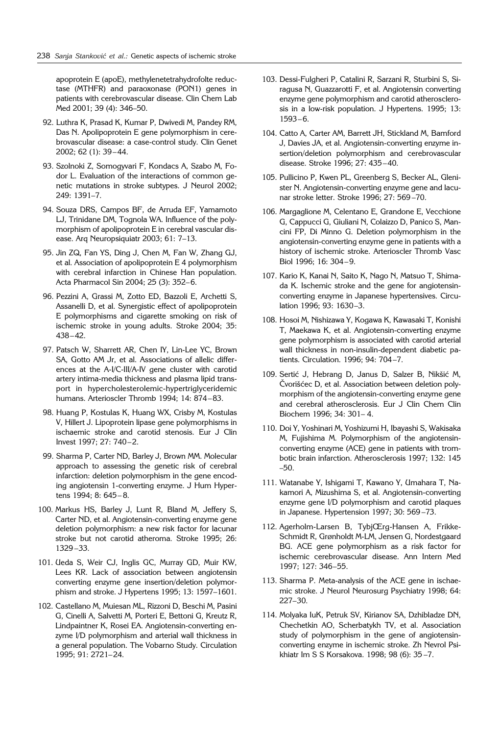apoprotein E (apoE), methylenetetrahydrofolte reductase (MTHFR) and paraoxonase (PON1) genes in patients with cerebrovascular disease. Clin Chem Lab Med 2001; 39 (4): 346–50.

92. Luthra K, Prasad K, Kumar P, Dwivedi M, Pandey RM, Das N. Apolipoprotein E gene polymorphism in cerebrovascular disease: a case-control study. Clin Genet 2002; 62 (1): 39–44.

93. Szolnoki Z, Somogyvari F, Kondacs A, Szabo M, Fodor L. Evaluation of the interactions of common genetic mutations in stroke subtypes. J Neurol 2002; 249: 1391–7.

94. Souza DRS, Campos BF, de Arruda EF, Yamamoto LJ, Trinidane DM, Tognola WA. Influence of the polymorphism of apolipoprotein E in cerebral vascular disease. Arq Neuropsiquiatr 2003; 61: 7–13.

95. Jin ZQ, Fan YS, Ding J, Chen M, Fan W, Zhang GJ, et al. Association of apolipoprotein E 4 polymorphism with cerebral infarction in Chinese Han population. Acta Pharmacol Sin 2004; 25 (3): 352–6.

96. Pezzini A, Grassi M, Zotto ED, Bazzoli E, Archetti S, Assanelli D, et al. Synergistic effect of apolipoprotein E polymorphisms and cigarette smoking on risk of ischemic stroke in young adults. Stroke 2004; 35: 438–42.

97. Patsch W, Sharrett AR, Chen IY, Lin-Lee YC, Brown SA, Gotto AM Jr, et al. Associations of allelic differences at the A-I/C-III/A-IV gene cluster with carotid artery intima-media thickness and plasma lipid transport in hypercholesterolemic-hypertriglyceridemic humans. Arterioscler Thromb 1994; 14: 874–83.

98. Huang P, Kostulas K, Huang WX, Crisby M, Kostulas V, Hillert J. Lipoprotein lipase gene polymorphisms in ischaemic stroke and carotid stenosis. Eur J Clin Invest 1997; 27: 740–2.

99. Sharma P, Carter ND, Barley J, Brown MM. Molecular approach to assessing the genetic risk of cerebral infarction: deletion polymorphism in the gene encoding angiotensin 1-converting enzyme. J Hum Hypertens 1994; 8: 645–8.

100. Markus HS, Barley J, Lunt R, Bland M, Jeffery S, Carter ND, et al. Angiotensin-converting enzyme gene deletion polymorphism: a new risk factor for lacunar stroke but not carotid atheroma. Stroke 1995; 26: 1329–33.

101. Ueda S, Weir CJ, Inglis GC, Murray GD, Muir KW, Lees KR. Lack of association between angiotensin converting enzyme gene insertion/deletion polymorphism and stroke. J Hypertens 1995; 13: 1597–1601.

102. Castellano M, Muiesan ML, Rizzoni D, Beschi M, Pasini G, Cinelli A, Salvetti M, Porteri E, Bettoni G, Kreutz R, Lindpaintner K, Rosei EA. Angiotensin-converting enzyme I/D polymorphism and arterial wall thickness in a general population. The Vobarno Study. Circulation 1995; 91: 2721–24.

103. Dessi-Fulgheri P, Catalini R, Sarzani R, Sturbini S, Siragusa N, Guazzarotti F, et al. Angiotensin converting enzyme gene polymorphism and carotid atherosclerosis in a low-risk population. J Hypertens. 1995; 13: 1593–6.

104. Catto A, Carter AM, Barrett JH, Stickland M, Bamford J, Davies JA, et al. Angiotensin-converting enzyme insertion/deletion polymorphism and cerebrovascular disease. Stroke 1996; 27: 435–40.

105. Pullicino P, Kwen PL, Greenberg S, Becker AL, Glenister N. Angiotensin-converting enzyme gene and lacunar stroke letter. Stroke 1996; 27: 569–70.

106. Margaglione M, Celentano E, Grandone E, Vecchione G, Cappucci G, Giuliani N, Colaizzo D, Panico S, Mancini FP, Di Minno G. Deletion polymorphism in the angiotensin-converting enzyme gene in patients with a history of ischemic stroke. Arterioscler Thromb Vasc Biol 1996; 16: 304–9.

107. Kario K, Kanai N, Saito K, Nago N, Matsuo T, Shimada K. Ischemic stroke and the gene for angiotensin-converting enzyme in Japanese hypertensives. Circulation 1996; 93: 1630–3.

108. Hosoi M, Nishizawa Y, Kogawa K, Kawasaki T, Konishi T, Maekawa K, et al. Angiotensin-converting enzyme gene polymorphism is associated with carotid arterial wall thickness in non-insulin-dependent diabetic patients. Circulation. 1996; 94: 704–7.

109. Sertić J, Hebrang D, Janus D, Salzer B, Nikšić M, Čvorišćec D, et al. Association between deletion polymorphism of the angiotensin-converting enzyme gene and cerebral atherosclerosis. Eur J Clin Chem Clin Biochem 1996; 34: 301– 4.

110. Doi Y, Yoshinari M, Yoshizumi H, Ibayashi S, Wakisaka M, Fujishima M. Polymorphism of the angiotensin-converting enzyme (ACE) gene in patients with trombotic brain infarction. Atherosclerosis 1997; 132: 145–50.

111. Watanabe Y, Ishigami T, Kawano Y, Umahara T, Nakamori A, Mizushima S, et al. Angiotensin-converting enzyme gene I/D polymorphism and carotid plaques in Japanese. Hypertension 1997; 30: 569–73.

112. Agerholm-Larsen B, TybjŒrg-Hansen A, Frikke-Schmidt R, Grønholdt M-LM, Jensen G, Nordestgaard BG. ACE gene polymorphism as a risk factor for ischemic cerebrovascular disease. Ann Intern Med 1997; 127: 346–55.

113. Sharma P. Meta-analysis of the ACE gene in ischaemic stroke. J Neurol Neurosurg Psychiatry 1998; 64: 227–30.

114. Molyaka IuK, Petruk SV, Kirianov SA, Dzhibladze DN, Chechetkin AO, Scherbatykh TV, et al. Association study of polymorphism in the gene of angiotensin-converting enzyme in ischemic stroke. Zh Nevrol Psikhiatr Im S S Korsakova. 1998; 98 (6): 35–7.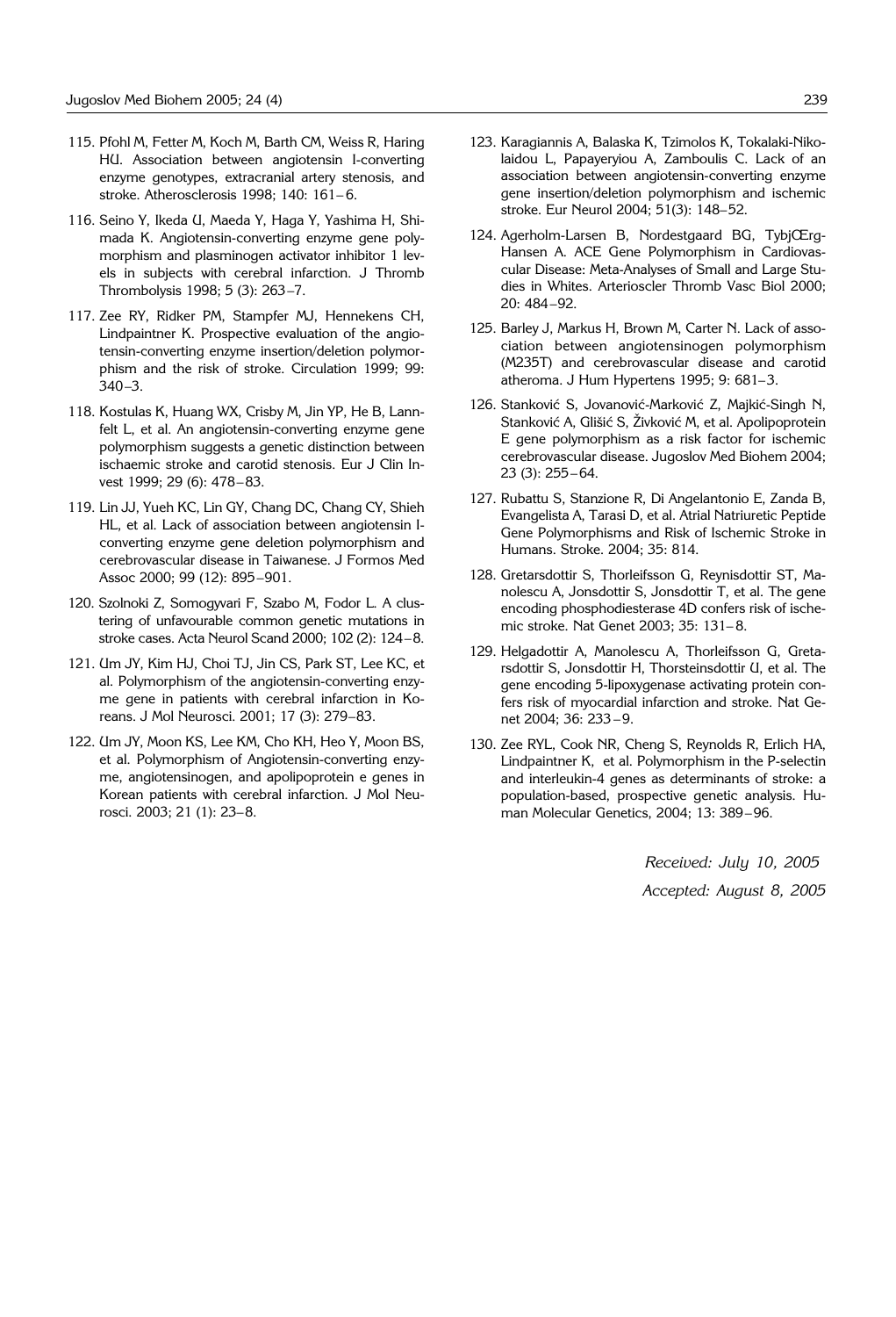115. Pfohl M, Fetter M, Koch M, Barth CM, Weiss R, Haring HU. Association between angiotensin I-converting enzyme genotypes, extracranial artery stenosis, and stroke. Atherosclerosis 1998; 140: 161–6.

116. Seino Y, Ikeda U, Maeda Y, Haga Y, Yashima H, Shimada K. Angiotensin-converting enzyme gene polymorphism and plasminogen activator inhibitor 1 levels in subjects with cerebral infarction. J Thromb Thrombolysis 1998; 5 (3): 263–7.

117. Zee RY, Ridker PM, Stampfer MJ, Hennekens CH, Lindpaintner K. Prospective evaluation of the angiotensin-converting enzyme insertion/deletion polymorphism and the risk of stroke. Circulation 1999; 99: 340–3.

118. Kostulas K, Huang WX, Crisby M, Jin YP, He B, Lannfelt L, et al. An angiotensin-converting enzyme gene polymorphism suggests a genetic distinction between ischaemic stroke and carotid stenosis. Eur J Clin Invest 1999; 29 (6): 478–83.

119. Lin JJ, Yueh KC, Lin GY, Chang DC, Chang CY, Shieh HL, et al. Lack of association between angiotensin I-converting enzyme gene deletion polymorphism and cerebrovascular disease in Taiwanese. J Formos Med Assoc 2000; 99 (12): 895–901.

120. Szolnoki Z, Somogyvari F, Szabo M, Fodor L. A clustering of unfavourable common genetic mutations in stroke cases. Acta Neurol Scand 2000; 102 (2): 124–8.

121. Um JY, Kim HJ, Choi TJ, Jin CS, Park ST, Lee KC, et al. Polymorphism of the angiotensin-converting enzyme gene in patients with cerebral infarction in Koreans. J Mol Neurosci. 2001; 17 (3): 279–83.

122. Um JY, Moon KS, Lee KM, Cho KH, Heo Y, Moon BS, et al. Polymorphism of Angiotensin-converting enzyme, angiotensinogen, and apolipoprotein e genes in Korean patients with cerebral infarction. J Mol Neurosci. 2003; 21 (1): 23–8.

123. Karagiannis A, Balaska K, Tzimolos K, Tokalaki-Nikolaidou L, Papayeryiou A, Zamboulis C. Lack of an association between angiotensin-converting enzyme gene insertion/deletion polymorphism and ischemic stroke. Eur Neurol 2004; 51(3): 148–52.

124. Agerholm-Larsen B, Nordestgaard BG, TybjŒrg-Hansen A. ACE Gene Polymorphism in Cardiovascular Disease: Meta-Analyses of Small and Large Studies in Whites. Arterioscler Thromb Vasc Biol 2000; 20: 484–92.

125. Barley J, Markus H, Brown M, Carter N. Lack of association between angiotensinogen polymorphism (M235T) and cerebrovascular disease and carotid atheroma. J Hum Hypertens 1995; 9: 681–3.

126. Stanković S, Jovanović-Marković Z, Majkić-Singh N, Stanković A, Glišić S, Živković M, et al. Apolipoprotein E gene polymorphism as a risk factor for ischemic cerebrovascular disease. Jugoslov Med Biohem 2004; 23 (3): 255–64.

127. Rubattu S, Stanzione R, Di Angelantonio E, Zanda B, Evangelista A, Tarasi D, et al. Atrial Natriuretic Peptide Gene Polymorphisms and Risk of Ischemic Stroke in Humans. Stroke. 2004; 35: 814.

128. Gretarsdottir S, Thorleifsson G, Reynisdottir ST, Manolescu A, Jonsdottir S, Jonsdottir T, et al. The gene encoding phosphodiesterase 4D confers risk of ischemic stroke. Nat Genet 2003; 35: 131–8.

129. Helgadottir A, Manolescu A, Thorleifsson G, Gretarsdottir S, Jonsdottir H, Thorsteinsdottir U, et al. The gene encoding 5-lipoxygenase activating protein confers risk of myocardial infarction and stroke. Nat Genet 2004; 36: 233–9.

130. Zee RYL, Cook NR, Cheng S, Reynolds R, Erlich HA, Lindpaintner K, et al. Polymorphism in the P-selectin and interleukin-4 genes as determinants of stroke: a population-based, prospective genetic analysis. Human Molecular Genetics, 2004; 13: 389–96.

*Received: July 10, 2005*

*Accepted: August 8, 2005*